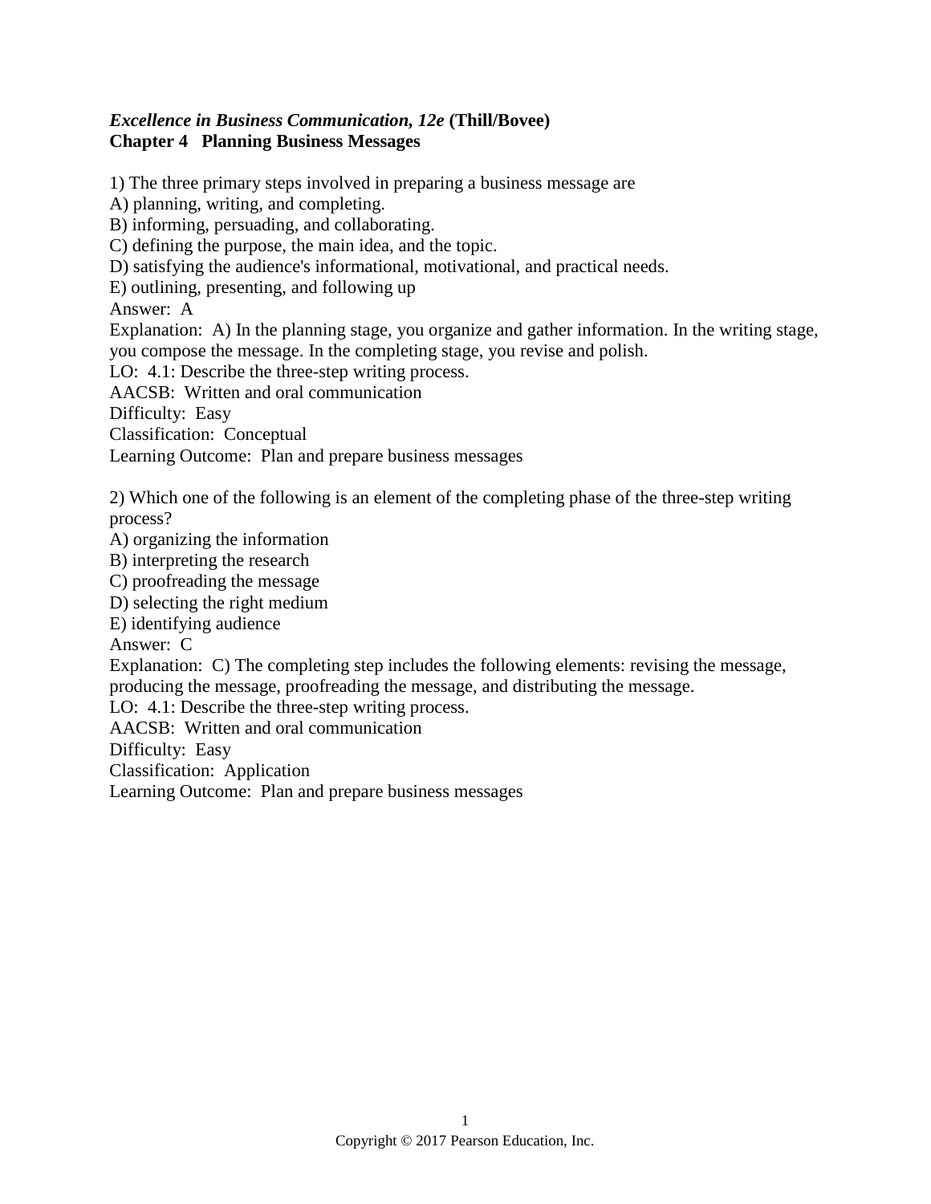***Excellence in Business Communication, 12e* (Thill/Bovee)**
**Chapter 4 Planning Business Messages**

1) The three primary steps involved in preparing a business message are
A) planning, writing, and completing.
B) informing, persuading, and collaborating.
C) defining the purpose, the main idea, and the topic.
D) satisfying the audience's informational, motivational, and practical needs.
E) outlining, presenting, and following up
Answer: A
Explanation: A) In the planning stage, you organize and gather information. In the writing stage, you compose the message. In the completing stage, you revise and polish.
LO: 4.1: Describe the three-step writing process.
AACSB: Written and oral communication
Difficulty: Easy
Classification: Conceptual
Learning Outcome: Plan and prepare business messages

2) Which one of the following is an element of the completing phase of the three-step writing process?
A) organizing the information
B) interpreting the research
C) proofreading the message
D) selecting the right medium
E) identifying audience
Answer: C
Explanation: C) The completing step includes the following elements: revising the message, producing the message, proofreading the message, and distributing the message.
LO: 4.1: Describe the three-step writing process.
AACSB: Written and oral communication
Difficulty: Easy
Classification: Application
Learning Outcome: Plan and prepare business messages

Copyright © 2017 Pearson Education, Inc.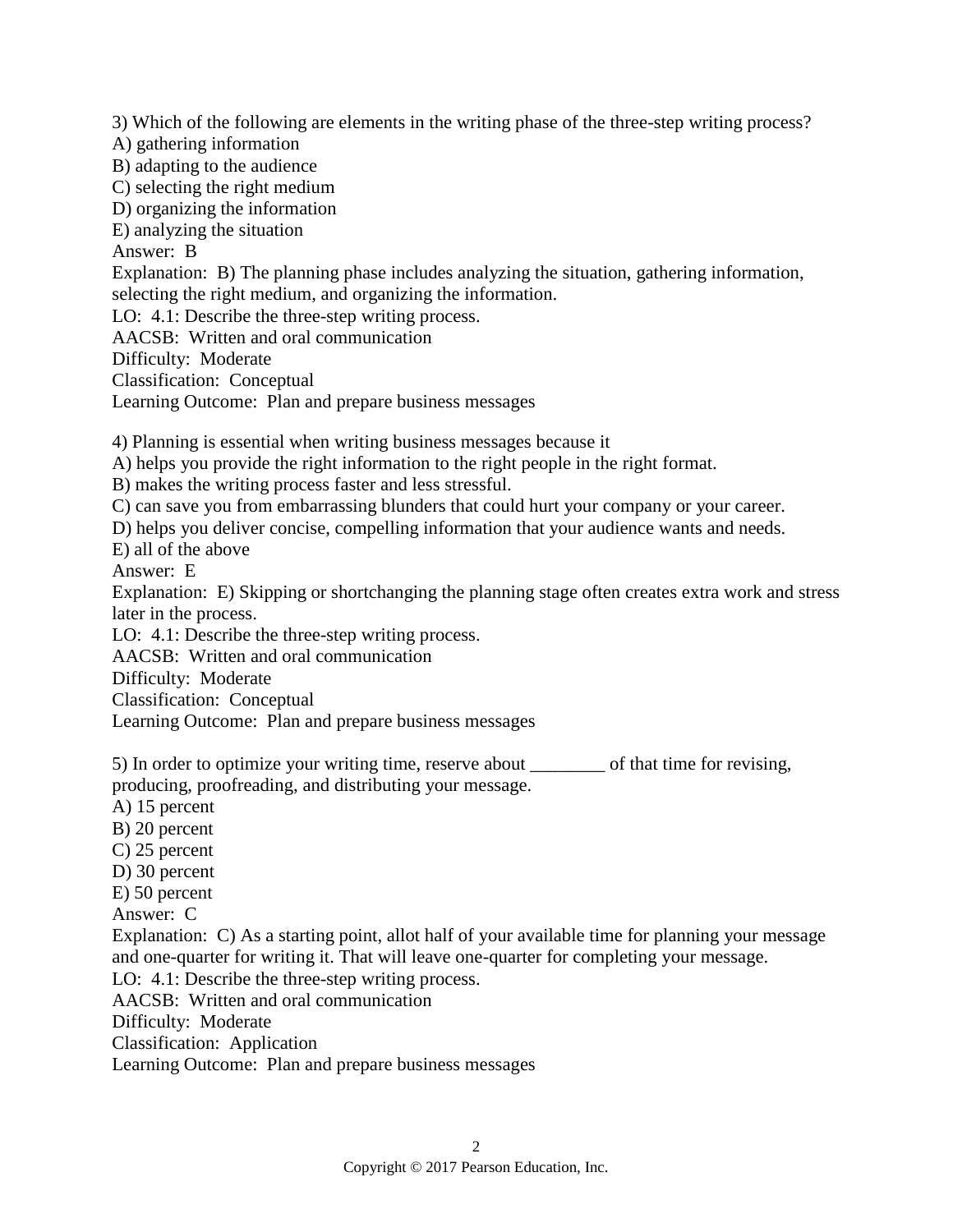3) Which of the following are elements in the writing phase of the three-step writing process?
A) gathering information
B) adapting to the audience
C) selecting the right medium
D) organizing the information
E) analyzing the situation
Answer: B
Explanation: B) The planning phase includes analyzing the situation, gathering information, selecting the right medium, and organizing the information.
LO: 4.1: Describe the three-step writing process.
AACSB: Written and oral communication
Difficulty: Moderate
Classification: Conceptual
Learning Outcome: Plan and prepare business messages

4) Planning is essential when writing business messages because it
A) helps you provide the right information to the right people in the right format.
B) makes the writing process faster and less stressful.
C) can save you from embarrassing blunders that could hurt your company or your career.
D) helps you deliver concise, compelling information that your audience wants and needs.
E) all of the above
Answer: E
Explanation: E) Skipping or shortchanging the planning stage often creates extra work and stress later in the process.
LO: 4.1: Describe the three-step writing process.
AACSB: Written and oral communication
Difficulty: Moderate
Classification: Conceptual
Learning Outcome: Plan and prepare business messages

5) In order to optimize your writing time, reserve about ________ of that time for revising, producing, proofreading, and distributing your message.
A) 15 percent
B) 20 percent
C) 25 percent
D) 30 percent
E) 50 percent
Answer: C
Explanation: C) As a starting point, allot half of your available time for planning your message and one-quarter for writing it. That will leave one-quarter for completing your message.
LO: 4.1: Describe the three-step writing process.
AACSB: Written and oral communication
Difficulty: Moderate
Classification: Application
Learning Outcome: Plan and prepare business messages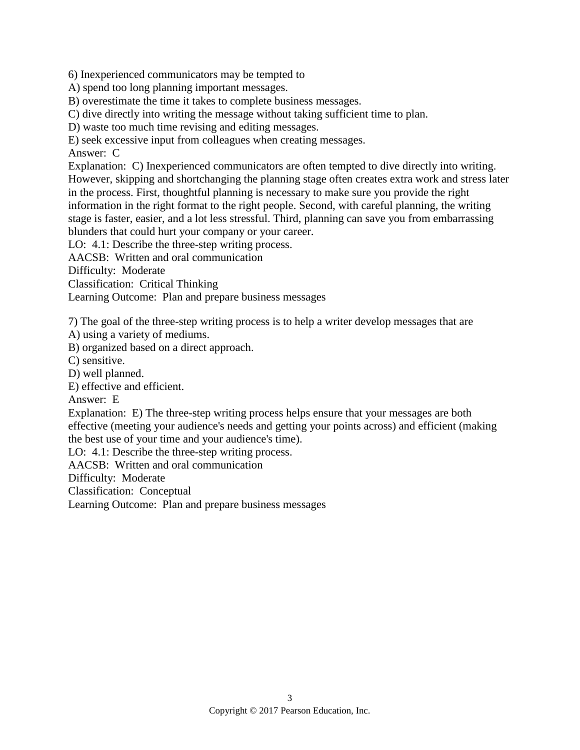6) Inexperienced communicators may be tempted to
A) spend too long planning important messages.
B) overestimate the time it takes to complete business messages.
C) dive directly into writing the message without taking sufficient time to plan.
D) waste too much time revising and editing messages.
E) seek excessive input from colleagues when creating messages.
Answer: C
Explanation: C) Inexperienced communicators are often tempted to dive directly into writing. However, skipping and shortchanging the planning stage often creates extra work and stress later in the process. First, thoughtful planning is necessary to make sure you provide the right information in the right format to the right people. Second, with careful planning, the writing stage is faster, easier, and a lot less stressful. Third, planning can save you from embarrassing blunders that could hurt your company or your career.
LO: 4.1: Describe the three-step writing process.
AACSB: Written and oral communication
Difficulty: Moderate
Classification: Critical Thinking
Learning Outcome: Plan and prepare business messages

7) The goal of the three-step writing process is to help a writer develop messages that are
A) using a variety of mediums.
B) organized based on a direct approach.
C) sensitive.
D) well planned.
E) effective and efficient.
Answer: E
Explanation: E) The three-step writing process helps ensure that your messages are both effective (meeting your audience's needs and getting your points across) and efficient (making the best use of your time and your audience's time).
LO: 4.1: Describe the three-step writing process.
AACSB: Written and oral communication
Difficulty: Moderate
Classification: Conceptual
Learning Outcome: Plan and prepare business messages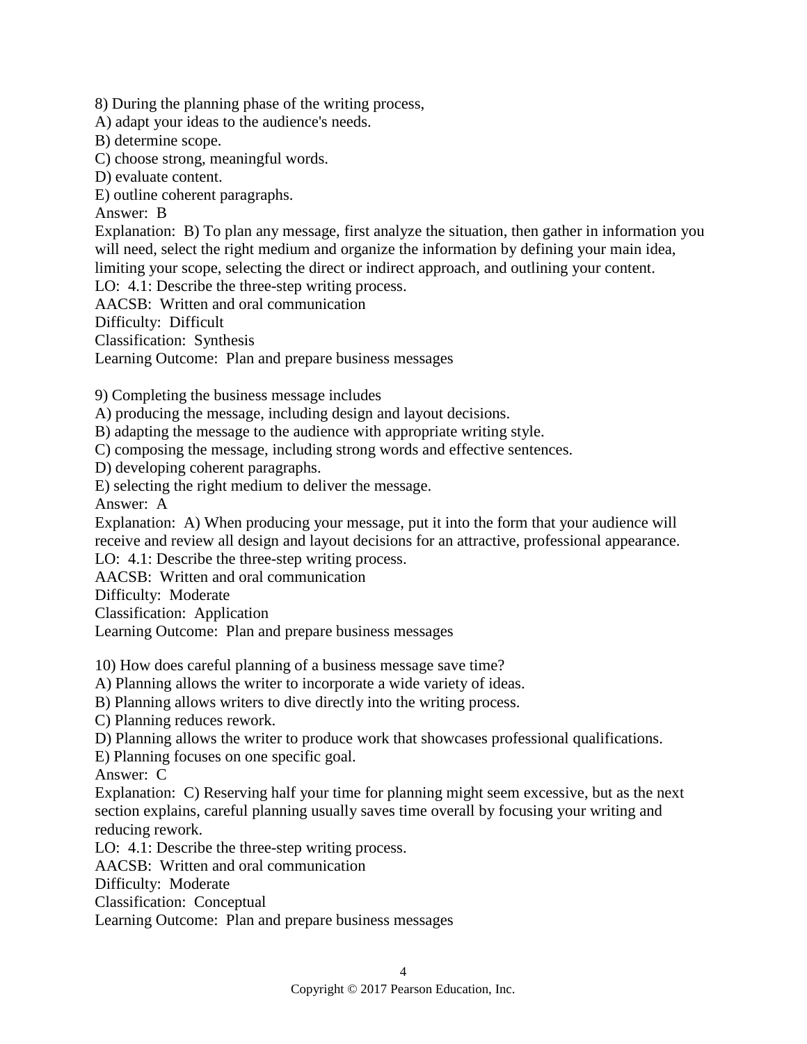8) During the planning phase of the writing process,
A) adapt your ideas to the audience's needs.
B) determine scope.
C) choose strong, meaningful words.
D) evaluate content.
E) outline coherent paragraphs.
Answer: B
Explanation: B) To plan any message, first analyze the situation, then gather in information you will need, select the right medium and organize the information by defining your main idea, limiting your scope, selecting the direct or indirect approach, and outlining your content.
LO: 4.1: Describe the three-step writing process.
AACSB: Written and oral communication
Difficulty: Difficult
Classification: Synthesis
Learning Outcome: Plan and prepare business messages

9) Completing the business message includes
A) producing the message, including design and layout decisions.
B) adapting the message to the audience with appropriate writing style.
C) composing the message, including strong words and effective sentences.
D) developing coherent paragraphs.
E) selecting the right medium to deliver the message.
Answer: A
Explanation: A) When producing your message, put it into the form that your audience will receive and review all design and layout decisions for an attractive, professional appearance.
LO: 4.1: Describe the three-step writing process.
AACSB: Written and oral communication
Difficulty: Moderate
Classification: Application
Learning Outcome: Plan and prepare business messages

10) How does careful planning of a business message save time?
A) Planning allows the writer to incorporate a wide variety of ideas.
B) Planning allows writers to dive directly into the writing process.
C) Planning reduces rework.
D) Planning allows the writer to produce work that showcases professional qualifications.
E) Planning focuses on one specific goal.
Answer: C
Explanation: C) Reserving half your time for planning might seem excessive, but as the next section explains, careful planning usually saves time overall by focusing your writing and reducing rework.
LO: 4.1: Describe the three-step writing process.
AACSB: Written and oral communication
Difficulty: Moderate
Classification: Conceptual
Learning Outcome: Plan and prepare business messages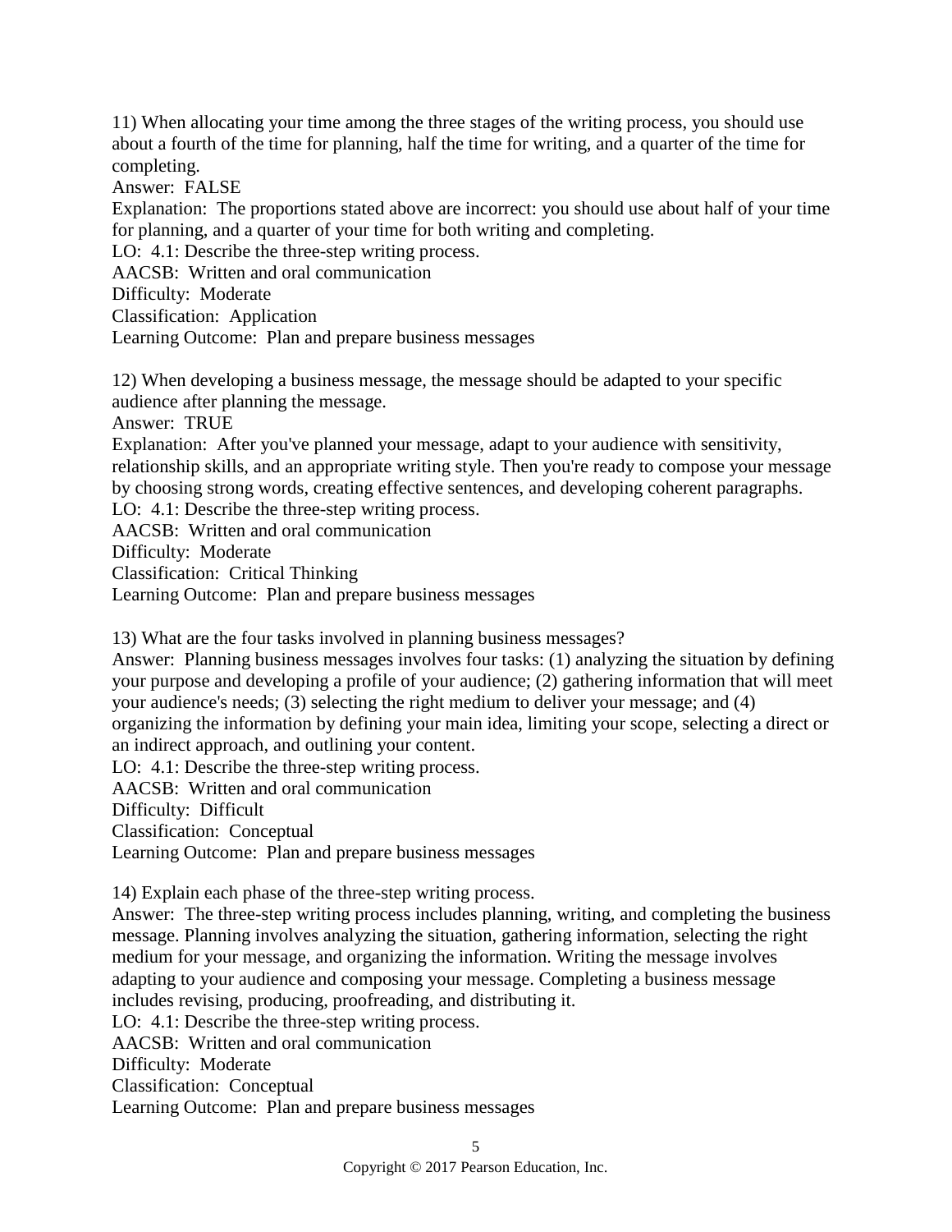11) When allocating your time among the three stages of the writing process, you should use about a fourth of the time for planning, half the time for writing, and a quarter of the time for completing.
Answer: FALSE
Explanation: The proportions stated above are incorrect: you should use about half of your time for planning, and a quarter of your time for both writing and completing.
LO: 4.1: Describe the three-step writing process.
AACSB: Written and oral communication
Difficulty: Moderate
Classification: Application
Learning Outcome: Plan and prepare business messages

12) When developing a business message, the message should be adapted to your specific audience after planning the message.
Answer: TRUE
Explanation: After you've planned your message, adapt to your audience with sensitivity, relationship skills, and an appropriate writing style. Then you're ready to compose your message by choosing strong words, creating effective sentences, and developing coherent paragraphs.
LO: 4.1: Describe the three-step writing process.
AACSB: Written and oral communication
Difficulty: Moderate
Classification: Critical Thinking
Learning Outcome: Plan and prepare business messages

13) What are the four tasks involved in planning business messages?
Answer: Planning business messages involves four tasks: (1) analyzing the situation by defining your purpose and developing a profile of your audience; (2) gathering information that will meet your audience's needs; (3) selecting the right medium to deliver your message; and (4) organizing the information by defining your main idea, limiting your scope, selecting a direct or an indirect approach, and outlining your content.
LO: 4.1: Describe the three-step writing process.
AACSB: Written and oral communication
Difficulty: Difficult
Classification: Conceptual
Learning Outcome: Plan and prepare business messages

14) Explain each phase of the three-step writing process.
Answer: The three-step writing process includes planning, writing, and completing the business message. Planning involves analyzing the situation, gathering information, selecting the right medium for your message, and organizing the information. Writing the message involves adapting to your audience and composing your message. Completing a business message includes revising, producing, proofreading, and distributing it.
LO: 4.1: Describe the three-step writing process.
AACSB: Written and oral communication
Difficulty: Moderate
Classification: Conceptual
Learning Outcome: Plan and prepare business messages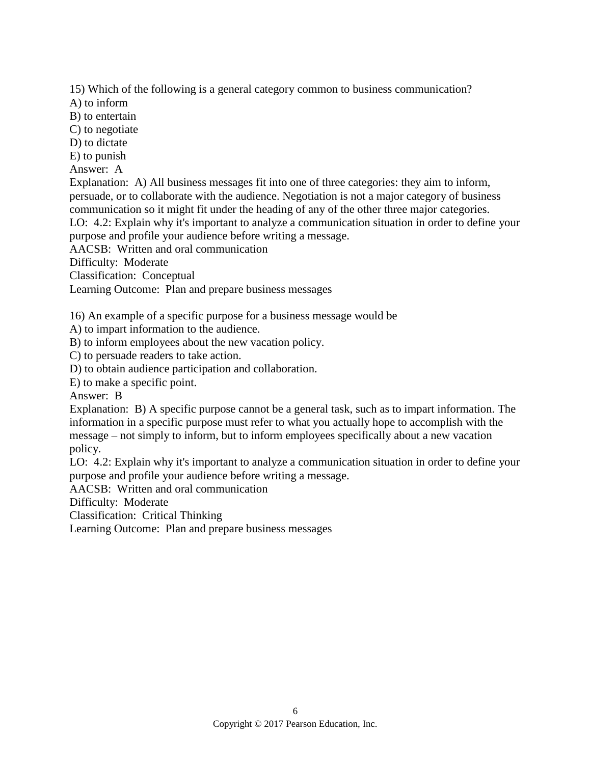15) Which of the following is a general category common to business communication?
A) to inform
B) to entertain
C) to negotiate
D) to dictate
E) to punish
Answer: A
Explanation: A) All business messages fit into one of three categories: they aim to inform, persuade, or to collaborate with the audience. Negotiation is not a major category of business communication so it might fit under the heading of any of the other three major categories.
LO: 4.2: Explain why it's important to analyze a communication situation in order to define your purpose and profile your audience before writing a message.
AACSB: Written and oral communication
Difficulty: Moderate
Classification: Conceptual
Learning Outcome: Plan and prepare business messages

16) An example of a specific purpose for a business message would be
A) to impart information to the audience.
B) to inform employees about the new vacation policy.
C) to persuade readers to take action.
D) to obtain audience participation and collaboration.
E) to make a specific point.
Answer: B
Explanation: B) A specific purpose cannot be a general task, such as to impart information. The information in a specific purpose must refer to what you actually hope to accomplish with the message – not simply to inform, but to inform employees specifically about a new vacation policy.
LO: 4.2: Explain why it's important to analyze a communication situation in order to define your purpose and profile your audience before writing a message.
AACSB: Written and oral communication
Difficulty: Moderate
Classification: Critical Thinking
Learning Outcome: Plan and prepare business messages

Copyright © 2017 Pearson Education, Inc.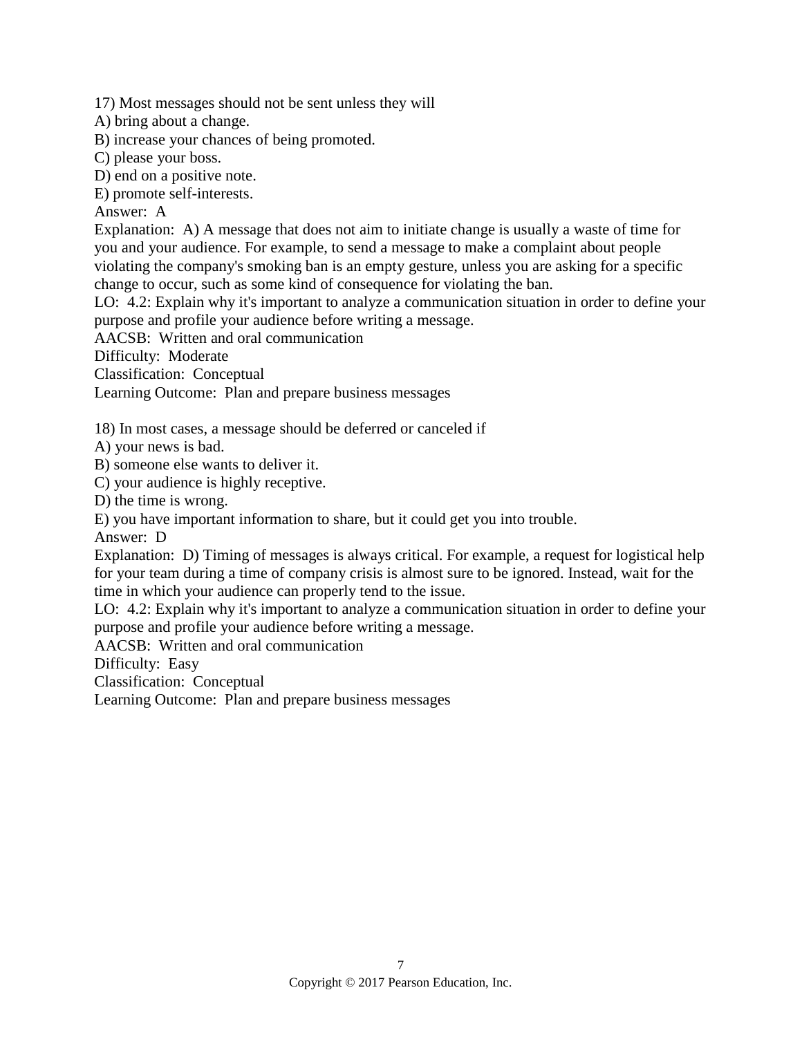17) Most messages should not be sent unless they will
A) bring about a change.
B) increase your chances of being promoted.
C) please your boss.
D) end on a positive note.
E) promote self-interests.
Answer: A
Explanation: A) A message that does not aim to initiate change is usually a waste of time for you and your audience. For example, to send a message to make a complaint about people violating the company's smoking ban is an empty gesture, unless you are asking for a specific change to occur, such as some kind of consequence for violating the ban.
LO: 4.2: Explain why it's important to analyze a communication situation in order to define your purpose and profile your audience before writing a message.
AACSB: Written and oral communication
Difficulty: Moderate
Classification: Conceptual
Learning Outcome: Plan and prepare business messages

18) In most cases, a message should be deferred or canceled if
A) your news is bad.
B) someone else wants to deliver it.
C) your audience is highly receptive.
D) the time is wrong.
E) you have important information to share, but it could get you into trouble.
Answer: D
Explanation: D) Timing of messages is always critical. For example, a request for logistical help for your team during a time of company crisis is almost sure to be ignored. Instead, wait for the time in which your audience can properly tend to the issue.
LO: 4.2: Explain why it's important to analyze a communication situation in order to define your purpose and profile your audience before writing a message.
AACSB: Written and oral communication
Difficulty: Easy
Classification: Conceptual
Learning Outcome: Plan and prepare business messages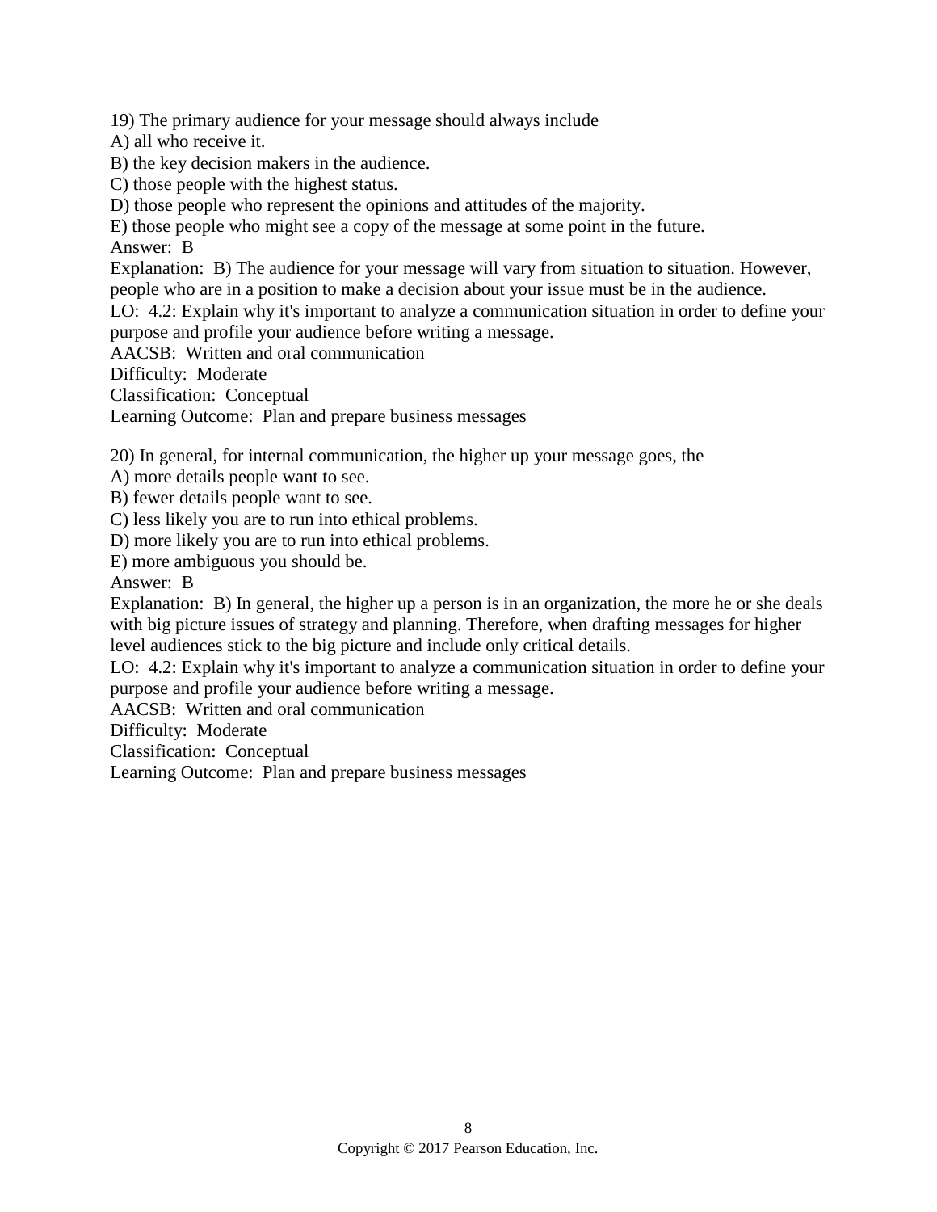19) The primary audience for your message should always include
A) all who receive it.
B) the key decision makers in the audience.
C) those people with the highest status.
D) those people who represent the opinions and attitudes of the majority.
E) those people who might see a copy of the message at some point in the future.
Answer: B
Explanation: B) The audience for your message will vary from situation to situation. However, people who are in a position to make a decision about your issue must be in the audience.
LO: 4.2: Explain why it's important to analyze a communication situation in order to define your purpose and profile your audience before writing a message.
AACSB: Written and oral communication
Difficulty: Moderate
Classification: Conceptual
Learning Outcome: Plan and prepare business messages

20) In general, for internal communication, the higher up your message goes, the
A) more details people want to see.
B) fewer details people want to see.
C) less likely you are to run into ethical problems.
D) more likely you are to run into ethical problems.
E) more ambiguous you should be.
Answer: B
Explanation: B) In general, the higher up a person is in an organization, the more he or she deals with big picture issues of strategy and planning. Therefore, when drafting messages for higher level audiences stick to the big picture and include only critical details.
LO: 4.2: Explain why it's important to analyze a communication situation in order to define your purpose and profile your audience before writing a message.
AACSB: Written and oral communication
Difficulty: Moderate
Classification: Conceptual
Learning Outcome: Plan and prepare business messages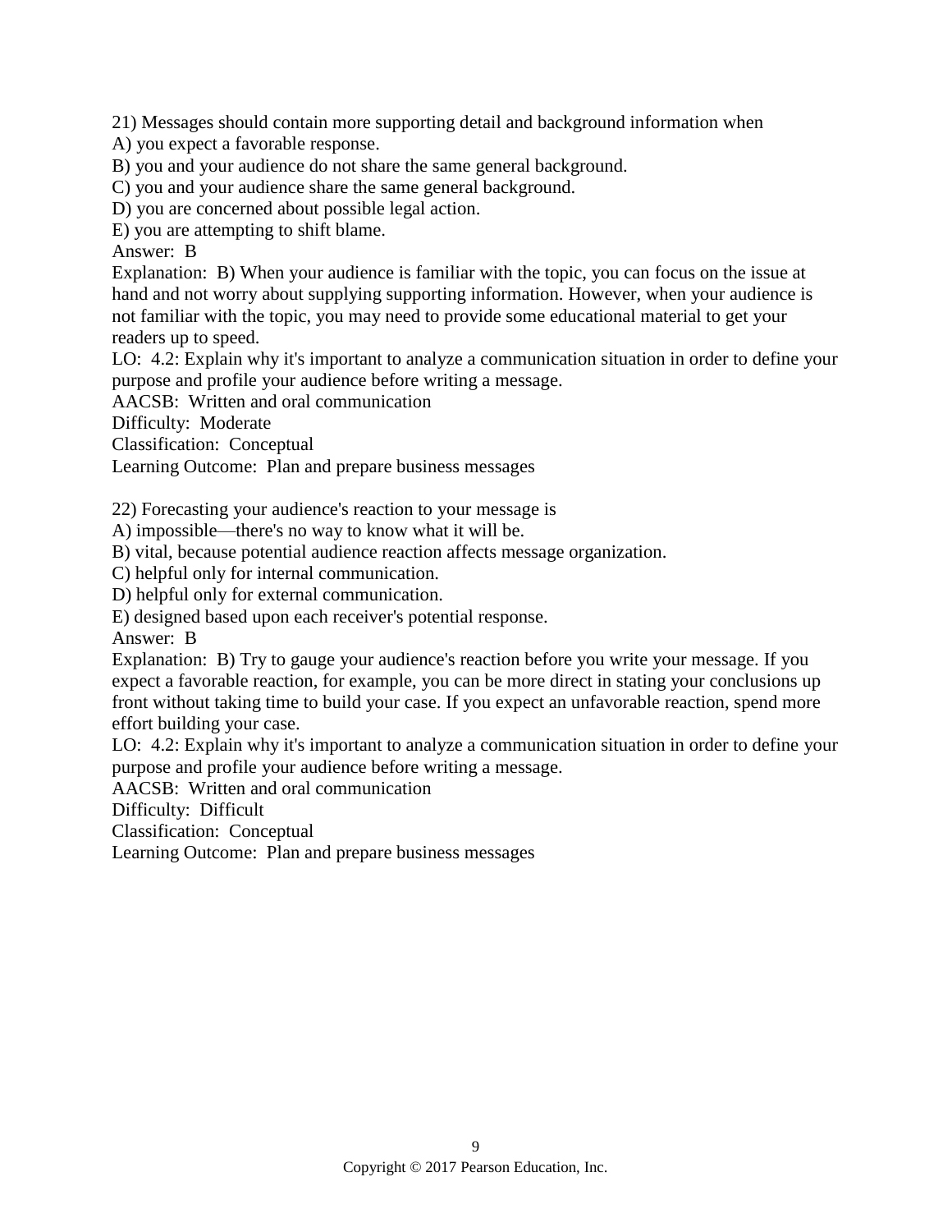21) Messages should contain more supporting detail and background information when
A) you expect a favorable response.
B) you and your audience do not share the same general background.
C) you and your audience share the same general background.
D) you are concerned about possible legal action.
E) you are attempting to shift blame.
Answer: B
Explanation: B) When your audience is familiar with the topic, you can focus on the issue at hand and not worry about supplying supporting information. However, when your audience is not familiar with the topic, you may need to provide some educational material to get your readers up to speed.
LO: 4.2: Explain why it's important to analyze a communication situation in order to define your purpose and profile your audience before writing a message.
AACSB: Written and oral communication
Difficulty: Moderate
Classification: Conceptual
Learning Outcome: Plan and prepare business messages

22) Forecasting your audience's reaction to your message is
A) impossible—there's no way to know what it will be.
B) vital, because potential audience reaction affects message organization.
C) helpful only for internal communication.
D) helpful only for external communication.
E) designed based upon each receiver's potential response.
Answer: B
Explanation: B) Try to gauge your audience's reaction before you write your message. If you expect a favorable reaction, for example, you can be more direct in stating your conclusions up front without taking time to build your case. If you expect an unfavorable reaction, spend more effort building your case.
LO: 4.2: Explain why it's important to analyze a communication situation in order to define your purpose and profile your audience before writing a message.
AACSB: Written and oral communication
Difficulty: Difficult
Classification: Conceptual
Learning Outcome: Plan and prepare business messages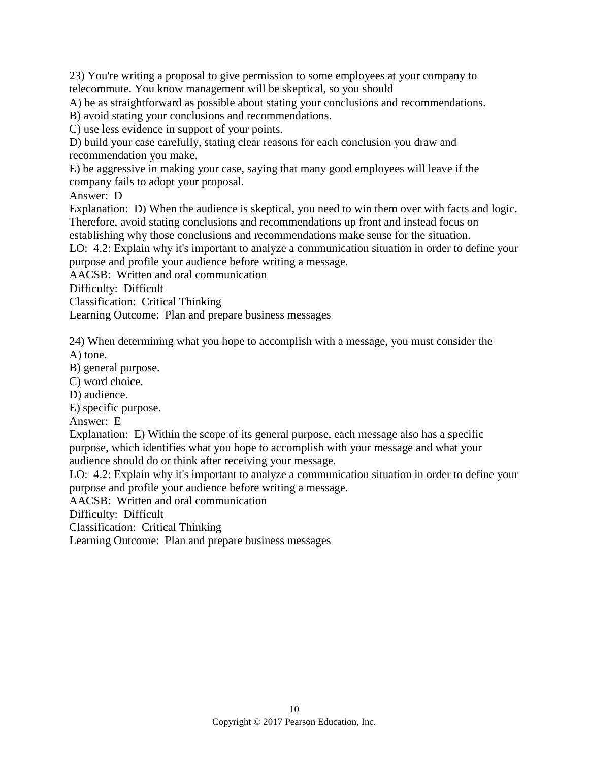23) You're writing a proposal to give permission to some employees at your company to telecommute. You know management will be skeptical, so you should
A) be as straightforward as possible about stating your conclusions and recommendations.
B) avoid stating your conclusions and recommendations.
C) use less evidence in support of your points.
D) build your case carefully, stating clear reasons for each conclusion you draw and recommendation you make.
E) be aggressive in making your case, saying that many good employees will leave if the company fails to adopt your proposal.
Answer: D
Explanation: D) When the audience is skeptical, you need to win them over with facts and logic. Therefore, avoid stating conclusions and recommendations up front and instead focus on establishing why those conclusions and recommendations make sense for the situation.
LO: 4.2: Explain why it's important to analyze a communication situation in order to define your purpose and profile your audience before writing a message.
AACSB: Written and oral communication
Difficulty: Difficult
Classification: Critical Thinking
Learning Outcome: Plan and prepare business messages

24) When determining what you hope to accomplish with a message, you must consider the
A) tone.
B) general purpose.
C) word choice.
D) audience.
E) specific purpose.
Answer: E
Explanation: E) Within the scope of its general purpose, each message also has a specific purpose, which identifies what you hope to accomplish with your message and what your audience should do or think after receiving your message.
LO: 4.2: Explain why it's important to analyze a communication situation in order to define your purpose and profile your audience before writing a message.
AACSB: Written and oral communication
Difficulty: Difficult
Classification: Critical Thinking
Learning Outcome: Plan and prepare business messages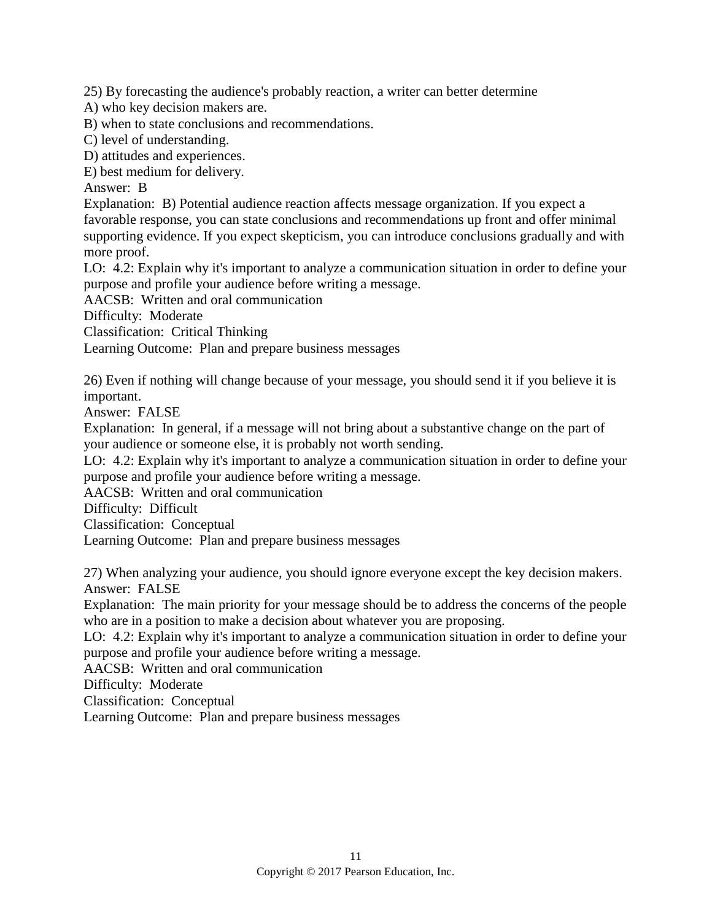25) By forecasting the audience's probably reaction, a writer can better determine
A) who key decision makers are.
B) when to state conclusions and recommendations.
C) level of understanding.
D) attitudes and experiences.
E) best medium for delivery.
Answer: B
Explanation: B) Potential audience reaction affects message organization. If you expect a favorable response, you can state conclusions and recommendations up front and offer minimal supporting evidence. If you expect skepticism, you can introduce conclusions gradually and with more proof.
LO: 4.2: Explain why it's important to analyze a communication situation in order to define your purpose and profile your audience before writing a message.
AACSB: Written and oral communication
Difficulty: Moderate
Classification: Critical Thinking
Learning Outcome: Plan and prepare business messages

26) Even if nothing will change because of your message, you should send it if you believe it is important.
Answer: FALSE
Explanation: In general, if a message will not bring about a substantive change on the part of your audience or someone else, it is probably not worth sending.
LO: 4.2: Explain why it's important to analyze a communication situation in order to define your purpose and profile your audience before writing a message.
AACSB: Written and oral communication
Difficulty: Difficult
Classification: Conceptual
Learning Outcome: Plan and prepare business messages

27) When analyzing your audience, you should ignore everyone except the key decision makers.
Answer: FALSE
Explanation: The main priority for your message should be to address the concerns of the people who are in a position to make a decision about whatever you are proposing.
LO: 4.2: Explain why it's important to analyze a communication situation in order to define your purpose and profile your audience before writing a message.
AACSB: Written and oral communication
Difficulty: Moderate
Classification: Conceptual
Learning Outcome: Plan and prepare business messages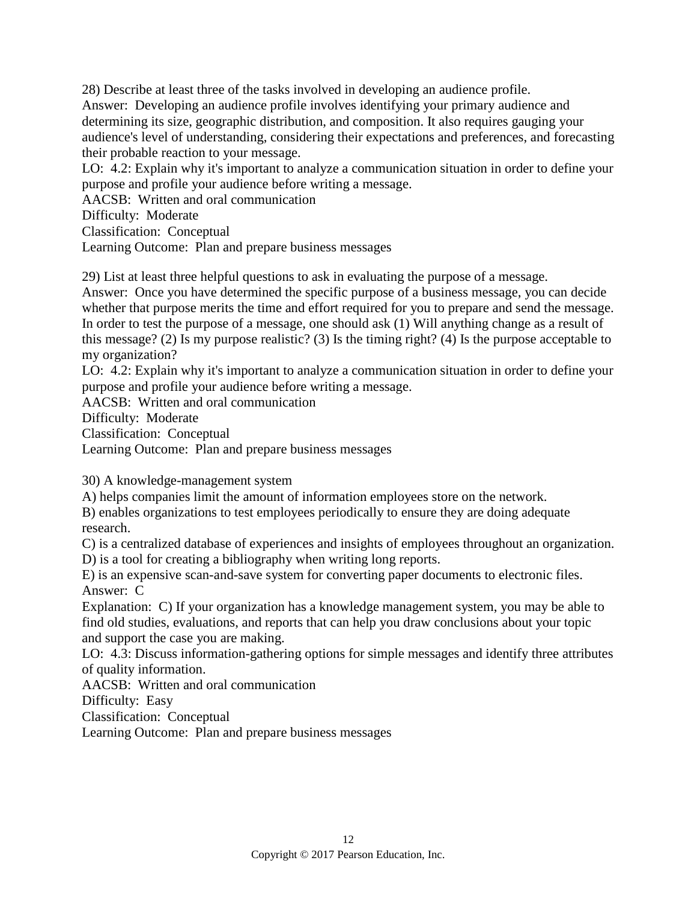28) Describe at least three of the tasks involved in developing an audience profile.
Answer: Developing an audience profile involves identifying your primary audience and determining its size, geographic distribution, and composition. It also requires gauging your audience's level of understanding, considering their expectations and preferences, and forecasting their probable reaction to your message.
LO: 4.2: Explain why it's important to analyze a communication situation in order to define your purpose and profile your audience before writing a message.
AACSB: Written and oral communication
Difficulty: Moderate
Classification: Conceptual
Learning Outcome: Plan and prepare business messages

29) List at least three helpful questions to ask in evaluating the purpose of a message.
Answer: Once you have determined the specific purpose of a business message, you can decide whether that purpose merits the time and effort required for you to prepare and send the message. In order to test the purpose of a message, one should ask (1) Will anything change as a result of this message? (2) Is my purpose realistic? (3) Is the timing right? (4) Is the purpose acceptable to my organization?
LO: 4.2: Explain why it's important to analyze a communication situation in order to define your purpose and profile your audience before writing a message.
AACSB: Written and oral communication
Difficulty: Moderate
Classification: Conceptual
Learning Outcome: Plan and prepare business messages

30) A knowledge-management system
A) helps companies limit the amount of information employees store on the network.
B) enables organizations to test employees periodically to ensure they are doing adequate research.
C) is a centralized database of experiences and insights of employees throughout an organization.
D) is a tool for creating a bibliography when writing long reports.
E) is an expensive scan-and-save system for converting paper documents to electronic files.
Answer: C
Explanation: C) If your organization has a knowledge management system, you may be able to find old studies, evaluations, and reports that can help you draw conclusions about your topic and support the case you are making.
LO: 4.3: Discuss information-gathering options for simple messages and identify three attributes of quality information.
AACSB: Written and oral communication
Difficulty: Easy
Classification: Conceptual
Learning Outcome: Plan and prepare business messages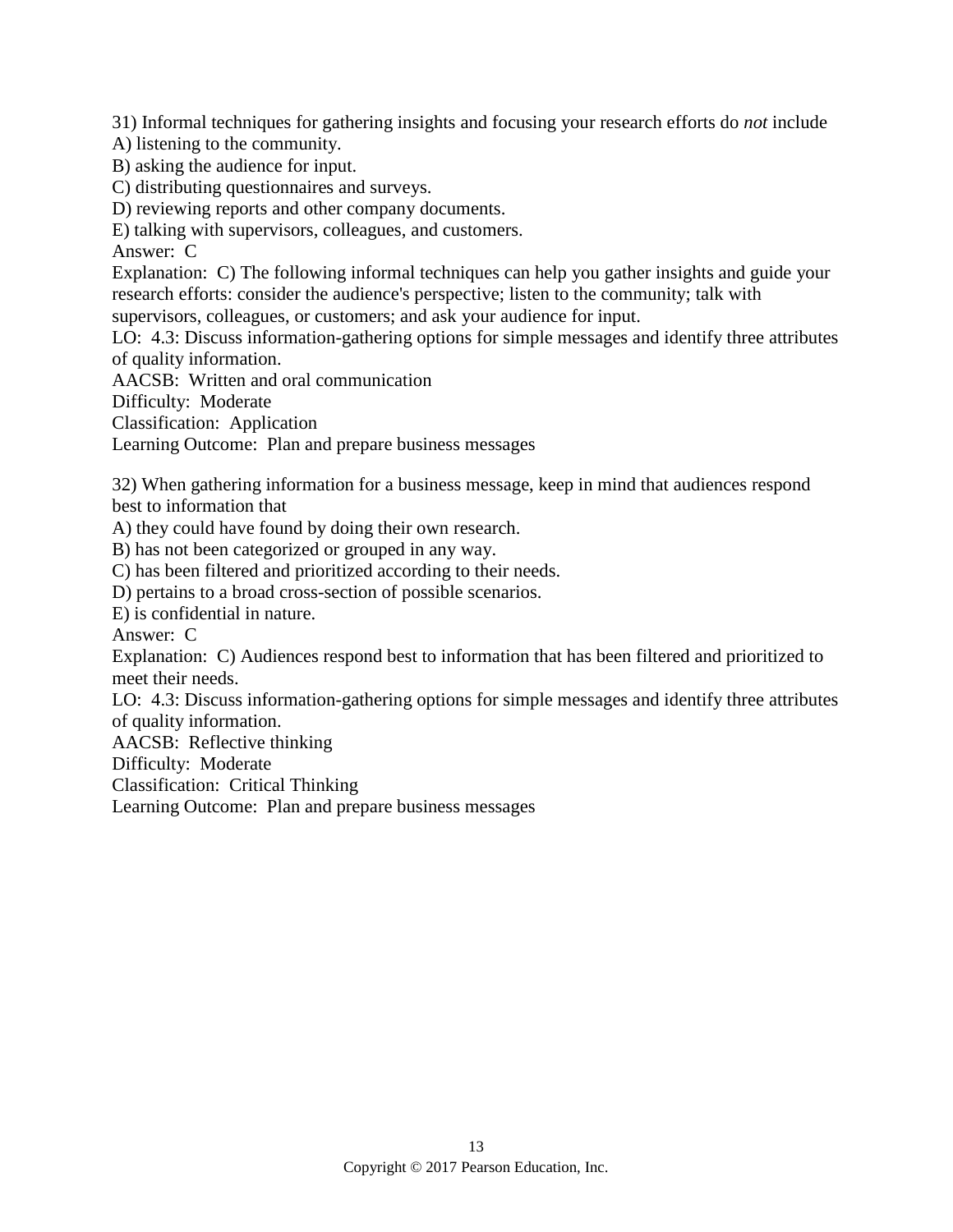31) Informal techniques for gathering insights and focusing your research efforts do *not* include
A) listening to the community.
B) asking the audience for input.
C) distributing questionnaires and surveys.
D) reviewing reports and other company documents.
E) talking with supervisors, colleagues, and customers.
Answer: C
Explanation: C) The following informal techniques can help you gather insights and guide your research efforts: consider the audience's perspective; listen to the community; talk with supervisors, colleagues, or customers; and ask your audience for input.
LO: 4.3: Discuss information-gathering options for simple messages and identify three attributes of quality information.
AACSB: Written and oral communication
Difficulty: Moderate
Classification: Application
Learning Outcome: Plan and prepare business messages

32) When gathering information for a business message, keep in mind that audiences respond best to information that
A) they could have found by doing their own research.
B) has not been categorized or grouped in any way.
C) has been filtered and prioritized according to their needs.
D) pertains to a broad cross-section of possible scenarios.
E) is confidential in nature.
Answer: C
Explanation: C) Audiences respond best to information that has been filtered and prioritized to meet their needs.
LO: 4.3: Discuss information-gathering options for simple messages and identify three attributes of quality information.
AACSB: Reflective thinking
Difficulty: Moderate
Classification: Critical Thinking
Learning Outcome: Plan and prepare business messages

Copyright © 2017 Pearson Education, Inc.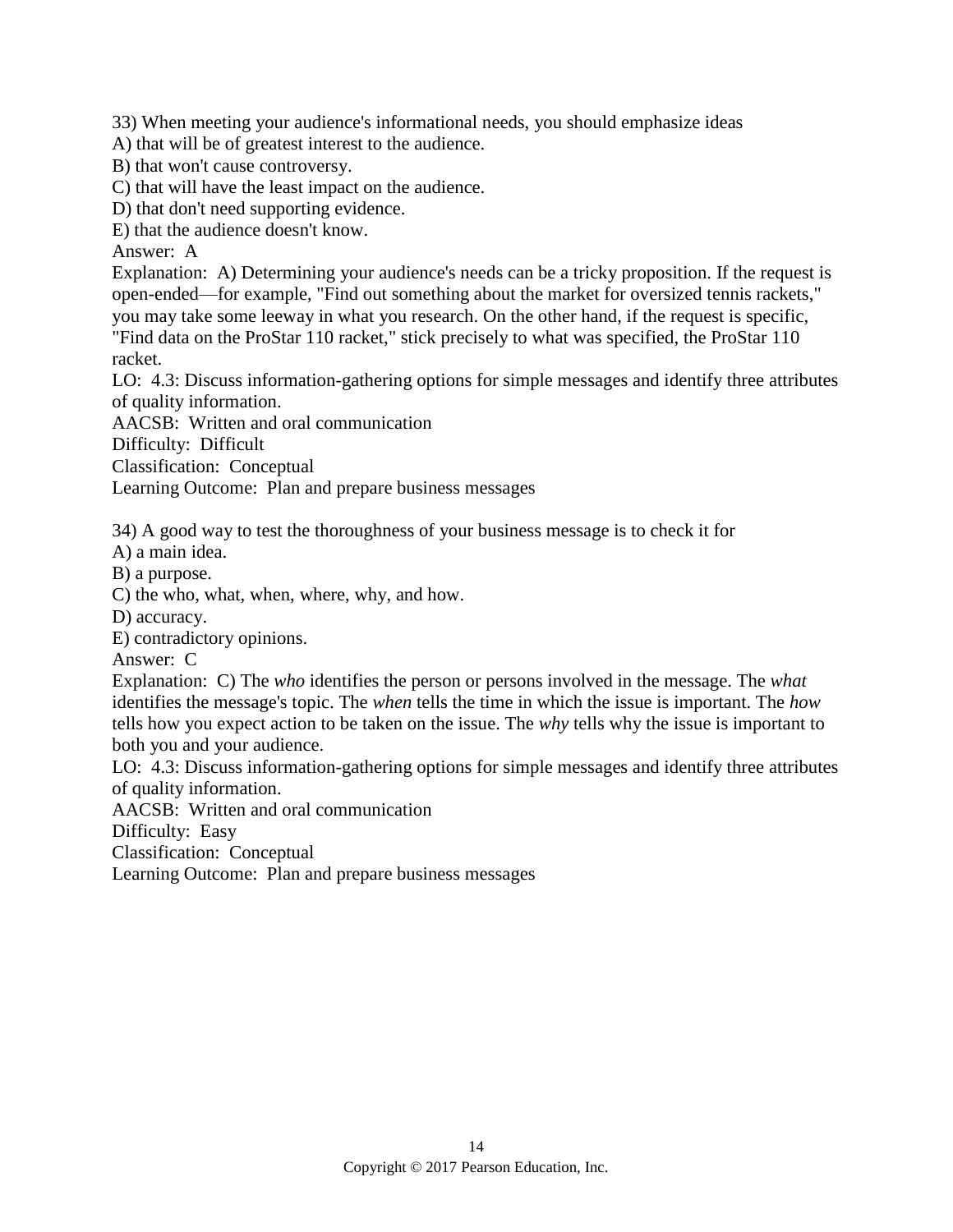33) When meeting your audience's informational needs, you should emphasize ideas
A) that will be of greatest interest to the audience.
B) that won't cause controversy.
C) that will have the least impact on the audience.
D) that don't need supporting evidence.
E) that the audience doesn't know.
Answer: A
Explanation: A) Determining your audience's needs can be a tricky proposition. If the request is open-ended—for example, "Find out something about the market for oversized tennis rackets," you may take some leeway in what you research. On the other hand, if the request is specific, "Find data on the ProStar 110 racket," stick precisely to what was specified, the ProStar 110 racket.
LO: 4.3: Discuss information-gathering options for simple messages and identify three attributes of quality information.
AACSB: Written and oral communication
Difficulty: Difficult
Classification: Conceptual
Learning Outcome: Plan and prepare business messages

34) A good way to test the thoroughness of your business message is to check it for
A) a main idea.
B) a purpose.
C) the who, what, when, where, why, and how.
D) accuracy.
E) contradictory opinions.
Answer: C
Explanation: C) The *who* identifies the person or persons involved in the message. The *what* identifies the message's topic. The *when* tells the time in which the issue is important. The *how* tells how you expect action to be taken on the issue. The *why* tells why the issue is important to both you and your audience.
LO: 4.3: Discuss information-gathering options for simple messages and identify three attributes of quality information.
AACSB: Written and oral communication
Difficulty: Easy
Classification: Conceptual
Learning Outcome: Plan and prepare business messages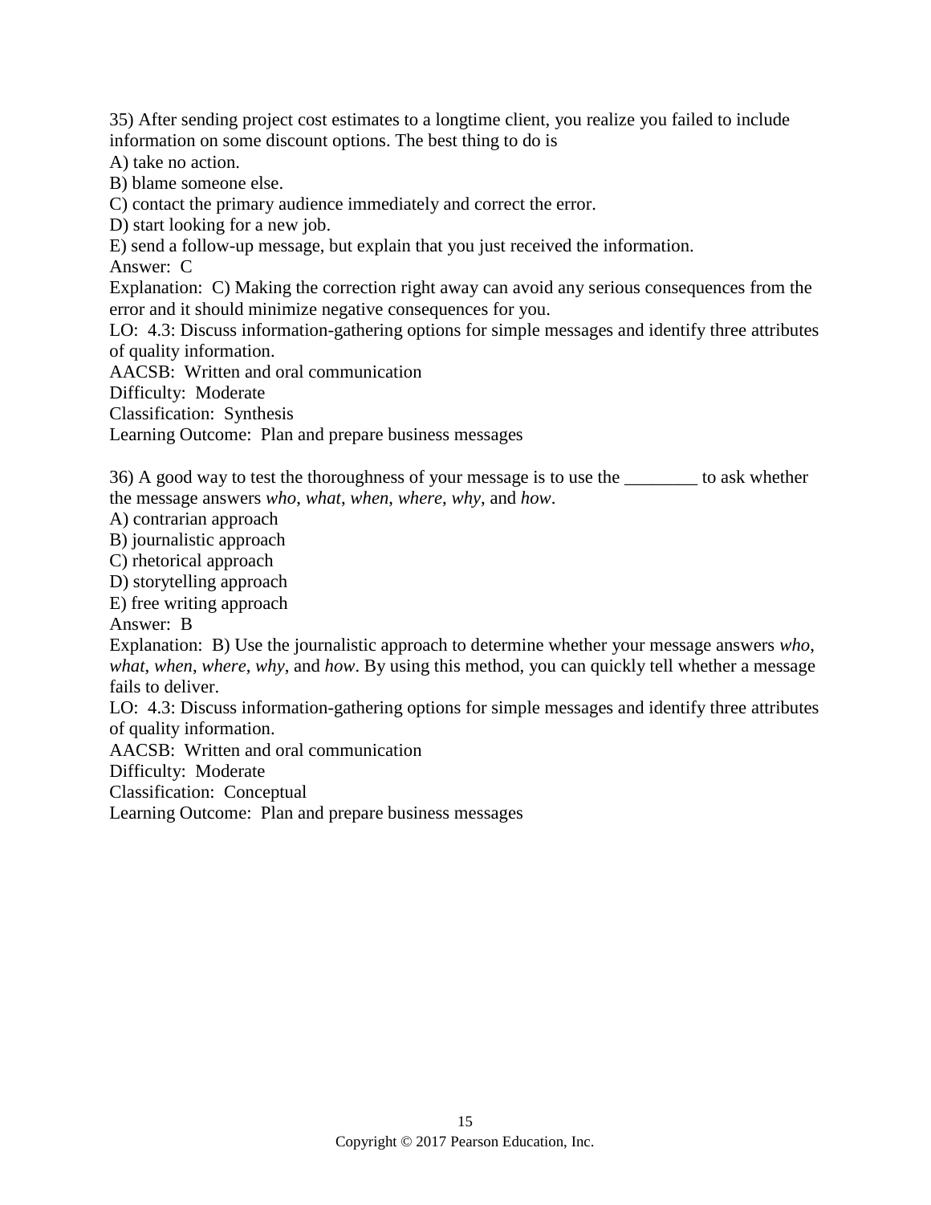35) After sending project cost estimates to a longtime client, you realize you failed to include information on some discount options. The best thing to do is
A) take no action.
B) blame someone else.
C) contact the primary audience immediately and correct the error.
D) start looking for a new job.
E) send a follow-up message, but explain that you just received the information.
Answer: C
Explanation: C) Making the correction right away can avoid any serious consequences from the error and it should minimize negative consequences for you.
LO: 4.3: Discuss information-gathering options for simple messages and identify three attributes of quality information.
AACSB: Written and oral communication
Difficulty: Moderate
Classification: Synthesis
Learning Outcome: Plan and prepare business messages

36) A good way to test the thoroughness of your message is to use the ________ to ask whether the message answers *who*, *what*, *when*, *where*, *why*, and *how*.
A) contrarian approach
B) journalistic approach
C) rhetorical approach
D) storytelling approach
E) free writing approach
Answer: B
Explanation: B) Use the journalistic approach to determine whether your message answers *who*, *what*, *when*, *where*, *why*, and *how*. By using this method, you can quickly tell whether a message fails to deliver.
LO: 4.3: Discuss information-gathering options for simple messages and identify three attributes of quality information.
AACSB: Written and oral communication
Difficulty: Moderate
Classification: Conceptual
Learning Outcome: Plan and prepare business messages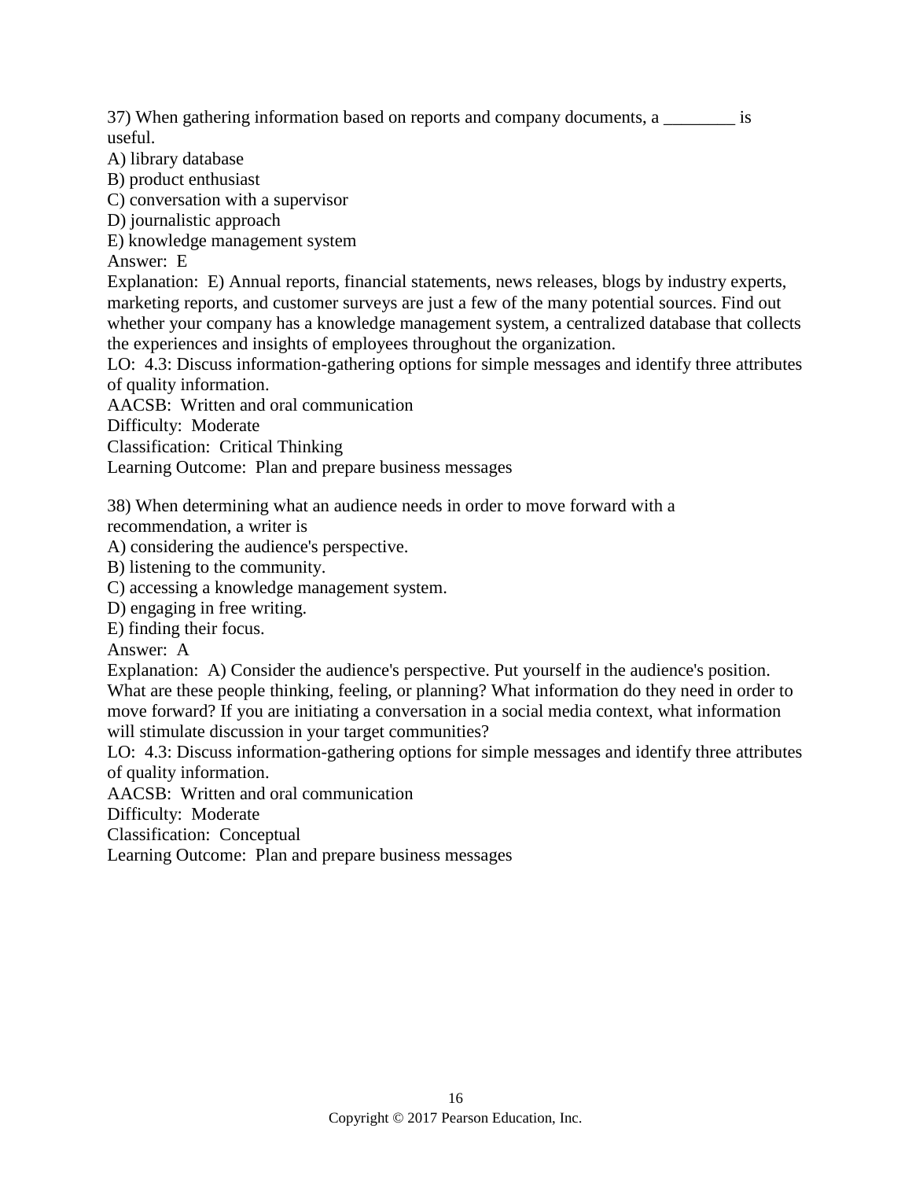37) When gathering information based on reports and company documents, a ________ is useful.

A) library database  
B) product enthusiast  
C) conversation with a supervisor  
D) journalistic approach  
E) knowledge management system  
Answer: E  
Explanation: E) Annual reports, financial statements, news releases, blogs by industry experts, marketing reports, and customer surveys are just a few of the many potential sources. Find out whether your company has a knowledge management system, a centralized database that collects the experiences and insights of employees throughout the organization.  
LO: 4.3: Discuss information-gathering options for simple messages and identify three attributes of quality information.  
AACSB: Written and oral communication  
Difficulty: Moderate  
Classification: Critical Thinking  
Learning Outcome: Plan and prepare business messages

38) When determining what an audience needs in order to move forward with a recommendation, a writer is

A) considering the audience's perspective.  
B) listening to the community.  
C) accessing a knowledge management system.  
D) engaging in free writing.  
E) finding their focus.  
Answer: A  
Explanation: A) Consider the audience's perspective. Put yourself in the audience's position. What are these people thinking, feeling, or planning? What information do they need in order to move forward? If you are initiating a conversation in a social media context, what information will stimulate discussion in your target communities?  
LO: 4.3: Discuss information-gathering options for simple messages and identify three attributes of quality information.  
AACSB: Written and oral communication  
Difficulty: Moderate  
Classification: Conceptual  
Learning Outcome: Plan and prepare business messages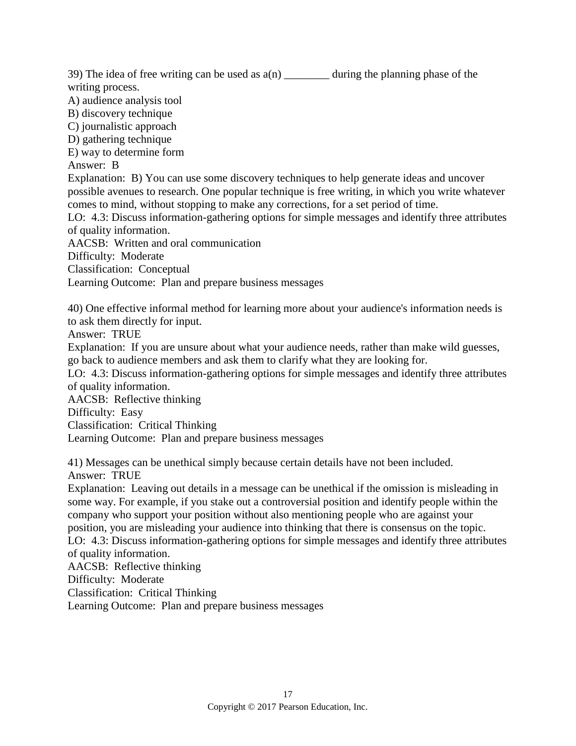39) The idea of free writing can be used as a(n) ________ during the planning phase of the writing process.
A) audience analysis tool
B) discovery technique
C) journalistic approach
D) gathering technique
E) way to determine form
Answer: B
Explanation: B) You can use some discovery techniques to help generate ideas and uncover possible avenues to research. One popular technique is free writing, in which you write whatever comes to mind, without stopping to make any corrections, for a set period of time.
LO: 4.3: Discuss information-gathering options for simple messages and identify three attributes of quality information.
AACSB: Written and oral communication
Difficulty: Moderate
Classification: Conceptual
Learning Outcome: Plan and prepare business messages

40) One effective informal method for learning more about your audience's information needs is to ask them directly for input.
Answer: TRUE
Explanation: If you are unsure about what your audience needs, rather than make wild guesses, go back to audience members and ask them to clarify what they are looking for.
LO: 4.3: Discuss information-gathering options for simple messages and identify three attributes of quality information.
AACSB: Reflective thinking
Difficulty: Easy
Classification: Critical Thinking
Learning Outcome: Plan and prepare business messages

41) Messages can be unethical simply because certain details have not been included.
Answer: TRUE
Explanation: Leaving out details in a message can be unethical if the omission is misleading in some way. For example, if you stake out a controversial position and identify people within the company who support your position without also mentioning people who are against your position, you are misleading your audience into thinking that there is consensus on the topic.
LO: 4.3: Discuss information-gathering options for simple messages and identify three attributes of quality information.
AACSB: Reflective thinking
Difficulty: Moderate
Classification: Critical Thinking
Learning Outcome: Plan and prepare business messages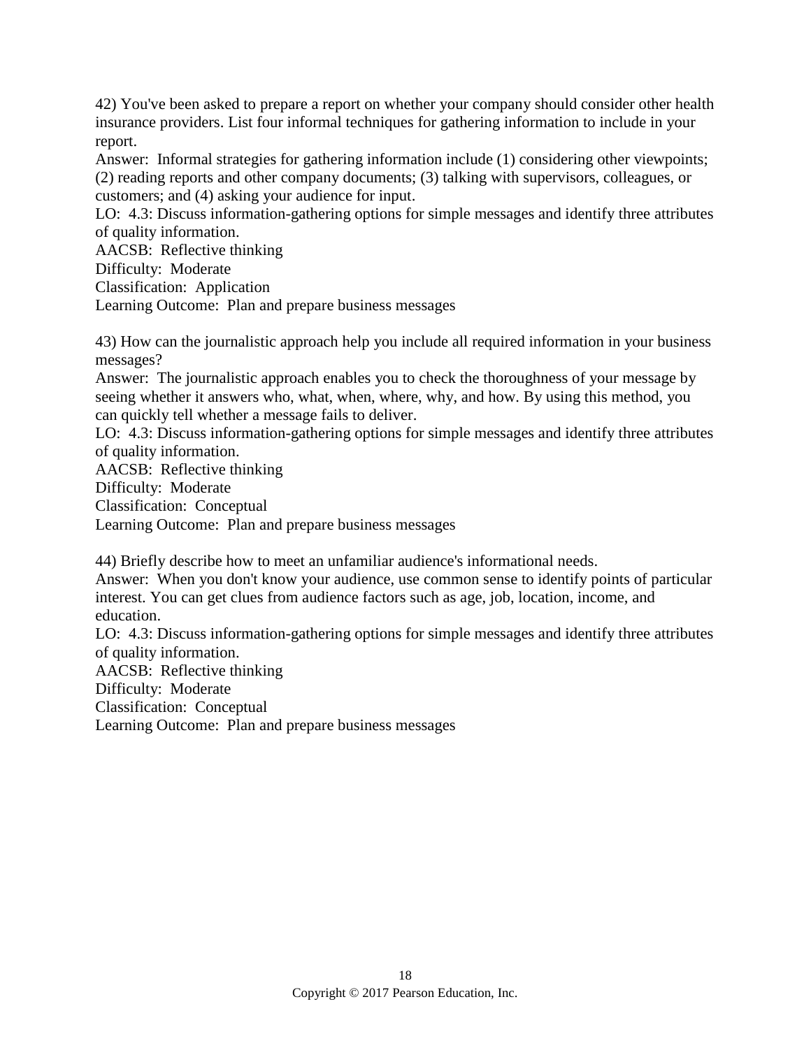42) You've been asked to prepare a report on whether your company should consider other health insurance providers. List four informal techniques for gathering information to include in your report.
Answer: Informal strategies for gathering information include (1) considering other viewpoints; (2) reading reports and other company documents; (3) talking with supervisors, colleagues, or customers; and (4) asking your audience for input.
LO: 4.3: Discuss information-gathering options for simple messages and identify three attributes of quality information.
AACSB: Reflective thinking
Difficulty: Moderate
Classification: Application
Learning Outcome: Plan and prepare business messages

43) How can the journalistic approach help you include all required information in your business messages?
Answer: The journalistic approach enables you to check the thoroughness of your message by seeing whether it answers who, what, when, where, why, and how. By using this method, you can quickly tell whether a message fails to deliver.
LO: 4.3: Discuss information-gathering options for simple messages and identify three attributes of quality information.
AACSB: Reflective thinking
Difficulty: Moderate
Classification: Conceptual
Learning Outcome: Plan and prepare business messages

44) Briefly describe how to meet an unfamiliar audience's informational needs.
Answer: When you don't know your audience, use common sense to identify points of particular interest. You can get clues from audience factors such as age, job, location, income, and education.
LO: 4.3: Discuss information-gathering options for simple messages and identify three attributes of quality information.
AACSB: Reflective thinking
Difficulty: Moderate
Classification: Conceptual
Learning Outcome: Plan and prepare business messages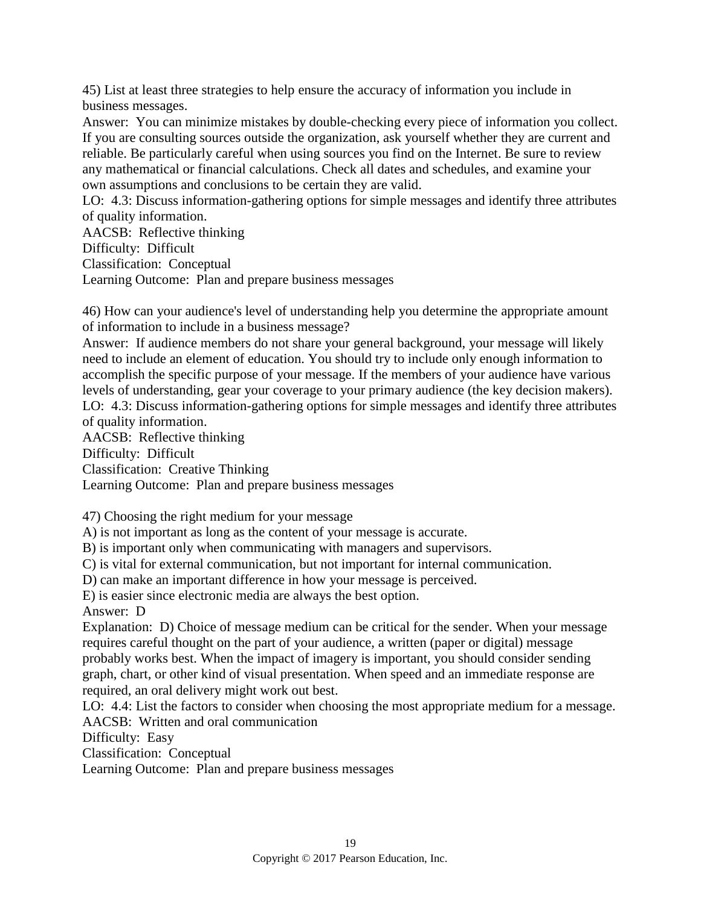45) List at least three strategies to help ensure the accuracy of information you include in business messages.
Answer: You can minimize mistakes by double-checking every piece of information you collect. If you are consulting sources outside the organization, ask yourself whether they are current and reliable. Be particularly careful when using sources you find on the Internet. Be sure to review any mathematical or financial calculations. Check all dates and schedules, and examine your own assumptions and conclusions to be certain they are valid.
LO: 4.3: Discuss information-gathering options for simple messages and identify three attributes of quality information.
AACSB: Reflective thinking
Difficulty: Difficult
Classification: Conceptual
Learning Outcome: Plan and prepare business messages

46) How can your audience's level of understanding help you determine the appropriate amount of information to include in a business message?
Answer: If audience members do not share your general background, your message will likely need to include an element of education. You should try to include only enough information to accomplish the specific purpose of your message. If the members of your audience have various levels of understanding, gear your coverage to your primary audience (the key decision makers).
LO: 4.3: Discuss information-gathering options for simple messages and identify three attributes of quality information.
AACSB: Reflective thinking
Difficulty: Difficult
Classification: Creative Thinking
Learning Outcome: Plan and prepare business messages

47) Choosing the right medium for your message
A) is not important as long as the content of your message is accurate.
B) is important only when communicating with managers and supervisors.
C) is vital for external communication, but not important for internal communication.
D) can make an important difference in how your message is perceived.
E) is easier since electronic media are always the best option.
Answer: D
Explanation: D) Choice of message medium can be critical for the sender. When your message requires careful thought on the part of your audience, a written (paper or digital) message probably works best. When the impact of imagery is important, you should consider sending graph, chart, or other kind of visual presentation. When speed and an immediate response are required, an oral delivery might work out best.
LO: 4.4: List the factors to consider when choosing the most appropriate medium for a message.
AACSB: Written and oral communication
Difficulty: Easy
Classification: Conceptual
Learning Outcome: Plan and prepare business messages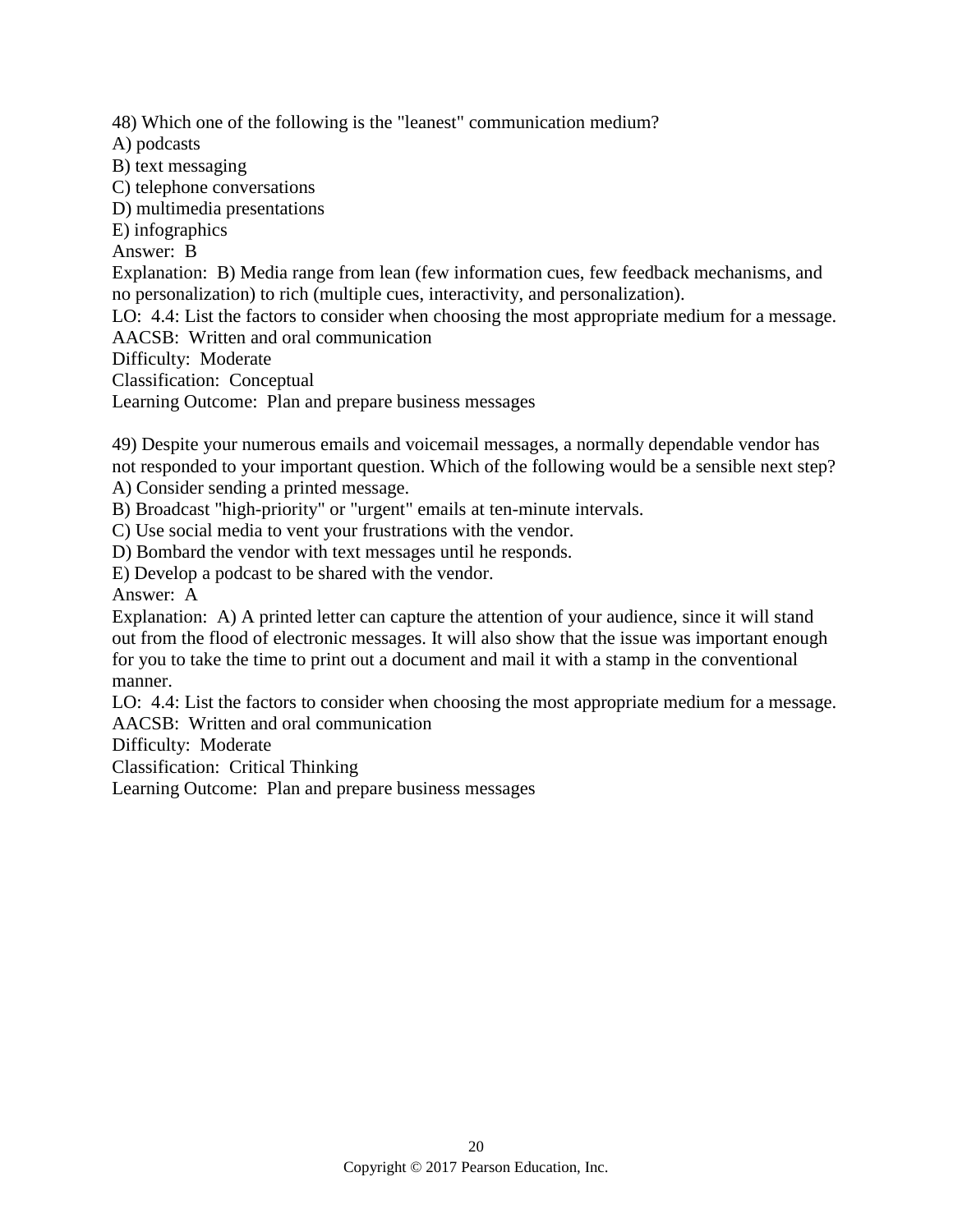48) Which one of the following is the "leanest" communication medium?
A) podcasts
B) text messaging
C) telephone conversations
D) multimedia presentations
E) infographics
Answer: B
Explanation: B) Media range from lean (few information cues, few feedback mechanisms, and no personalization) to rich (multiple cues, interactivity, and personalization).
LO: 4.4: List the factors to consider when choosing the most appropriate medium for a message.
AACSB: Written and oral communication
Difficulty: Moderate
Classification: Conceptual
Learning Outcome: Plan and prepare business messages

49) Despite your numerous emails and voicemail messages, a normally dependable vendor has not responded to your important question. Which of the following would be a sensible next step?
A) Consider sending a printed message.
B) Broadcast "high-priority" or "urgent" emails at ten-minute intervals.
C) Use social media to vent your frustrations with the vendor.
D) Bombard the vendor with text messages until he responds.
E) Develop a podcast to be shared with the vendor.
Answer: A
Explanation: A) A printed letter can capture the attention of your audience, since it will stand out from the flood of electronic messages. It will also show that the issue was important enough for you to take the time to print out a document and mail it with a stamp in the conventional manner.
LO: 4.4: List the factors to consider when choosing the most appropriate medium for a message.
AACSB: Written and oral communication
Difficulty: Moderate
Classification: Critical Thinking
Learning Outcome: Plan and prepare business messages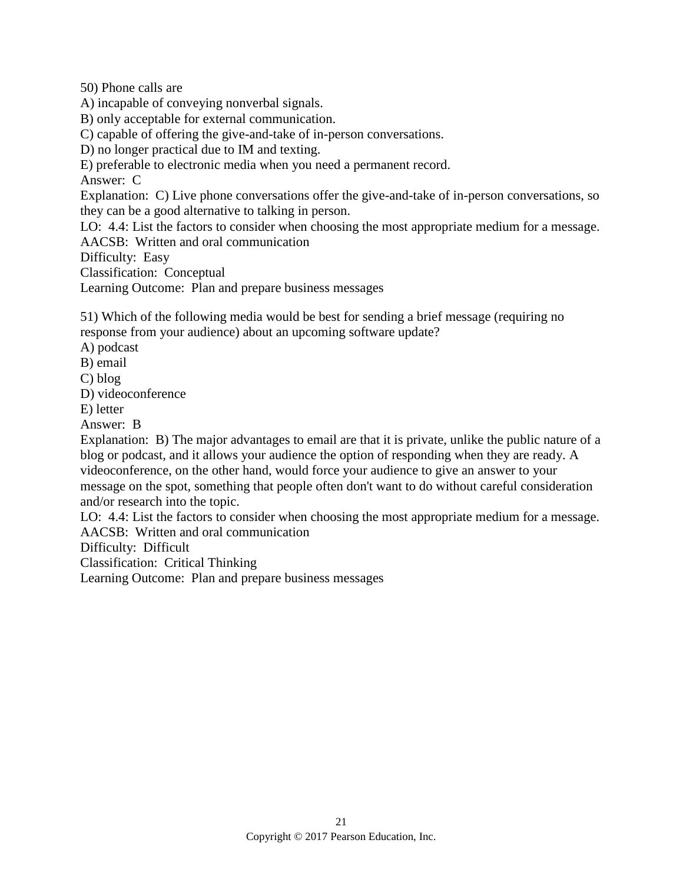50) Phone calls are
A) incapable of conveying nonverbal signals.
B) only acceptable for external communication.
C) capable of offering the give-and-take of in-person conversations.
D) no longer practical due to IM and texting.
E) preferable to electronic media when you need a permanent record.
Answer: C
Explanation: C) Live phone conversations offer the give-and-take of in-person conversations, so they can be a good alternative to talking in person.
LO: 4.4: List the factors to consider when choosing the most appropriate medium for a message.
AACSB: Written and oral communication
Difficulty: Easy
Classification: Conceptual
Learning Outcome: Plan and prepare business messages

51) Which of the following media would be best for sending a brief message (requiring no response from your audience) about an upcoming software update?
A) podcast
B) email
C) blog
D) videoconference
E) letter
Answer: B
Explanation: B) The major advantages to email are that it is private, unlike the public nature of a blog or podcast, and it allows your audience the option of responding when they are ready. A videoconference, on the other hand, would force your audience to give an answer to your message on the spot, something that people often don't want to do without careful consideration and/or research into the topic.
LO: 4.4: List the factors to consider when choosing the most appropriate medium for a message.
AACSB: Written and oral communication
Difficulty: Difficult
Classification: Critical Thinking
Learning Outcome: Plan and prepare business messages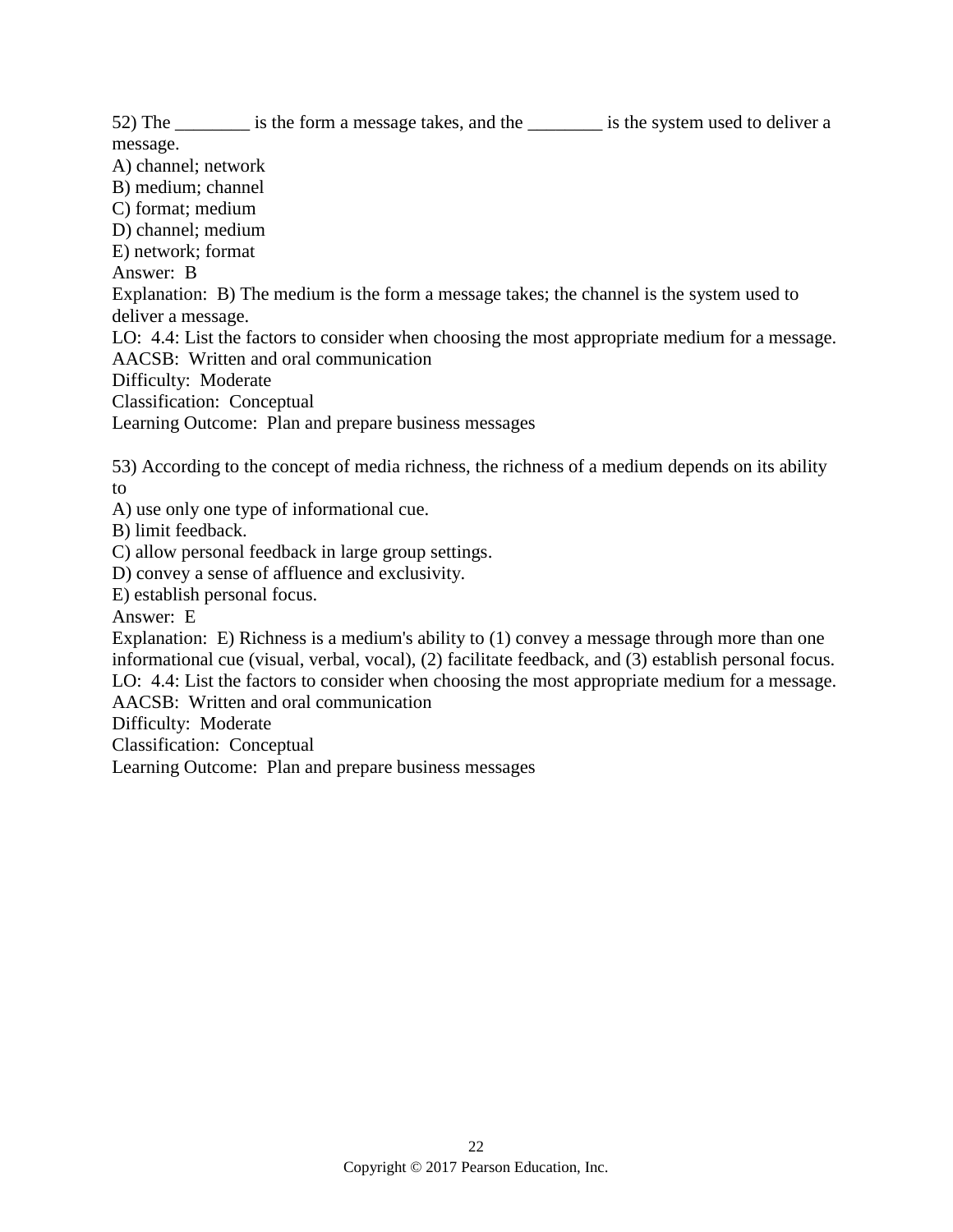52) The ________ is the form a message takes, and the ________ is the system used to deliver a message.
A) channel; network
B) medium; channel
C) format; medium
D) channel; medium
E) network; format
Answer: B
Explanation: B) The medium is the form a message takes; the channel is the system used to deliver a message.
LO: 4.4: List the factors to consider when choosing the most appropriate medium for a message.
AACSB: Written and oral communication
Difficulty: Moderate
Classification: Conceptual
Learning Outcome: Plan and prepare business messages

53) According to the concept of media richness, the richness of a medium depends on its ability to
A) use only one type of informational cue.
B) limit feedback.
C) allow personal feedback in large group settings.
D) convey a sense of affluence and exclusivity.
E) establish personal focus.
Answer: E
Explanation: E) Richness is a medium's ability to (1) convey a message through more than one informational cue (visual, verbal, vocal), (2) facilitate feedback, and (3) establish personal focus.
LO: 4.4: List the factors to consider when choosing the most appropriate medium for a message.
AACSB: Written and oral communication
Difficulty: Moderate
Classification: Conceptual
Learning Outcome: Plan and prepare business messages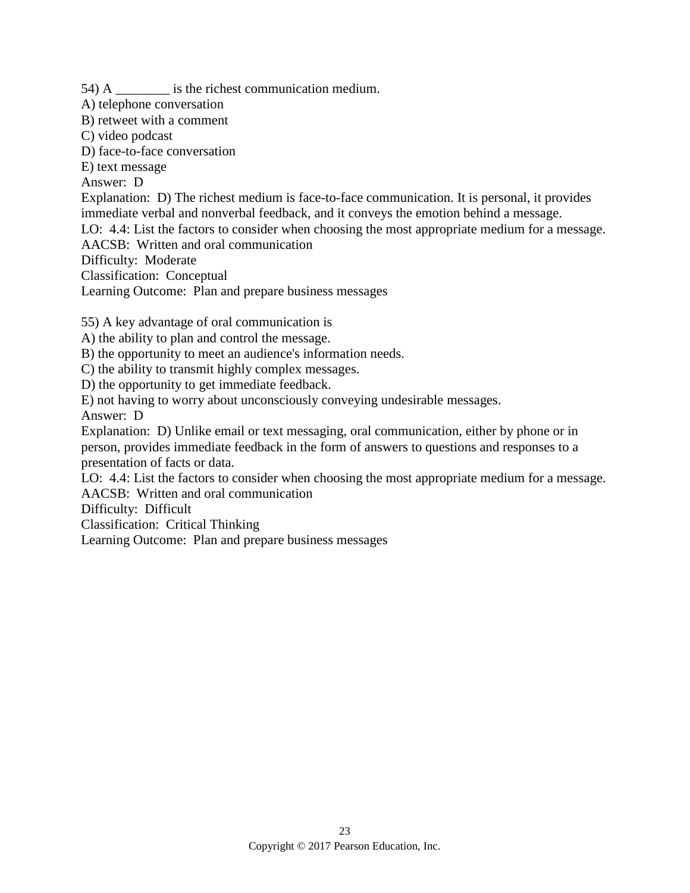54) A ________ is the richest communication medium.
A) telephone conversation
B) retweet with a comment
C) video podcast
D) face-to-face conversation
E) text message
Answer: D
Explanation: D) The richest medium is face-to-face communication. It is personal, it provides immediate verbal and nonverbal feedback, and it conveys the emotion behind a message.
LO: 4.4: List the factors to consider when choosing the most appropriate medium for a message.
AACSB: Written and oral communication
Difficulty: Moderate
Classification: Conceptual
Learning Outcome: Plan and prepare business messages

55) A key advantage of oral communication is
A) the ability to plan and control the message.
B) the opportunity to meet an audience's information needs.
C) the ability to transmit highly complex messages.
D) the opportunity to get immediate feedback.
E) not having to worry about unconsciously conveying undesirable messages.
Answer: D
Explanation: D) Unlike email or text messaging, oral communication, either by phone or in person, provides immediate feedback in the form of answers to questions and responses to a presentation of facts or data.
LO: 4.4: List the factors to consider when choosing the most appropriate medium for a message.
AACSB: Written and oral communication
Difficulty: Difficult
Classification: Critical Thinking
Learning Outcome: Plan and prepare business messages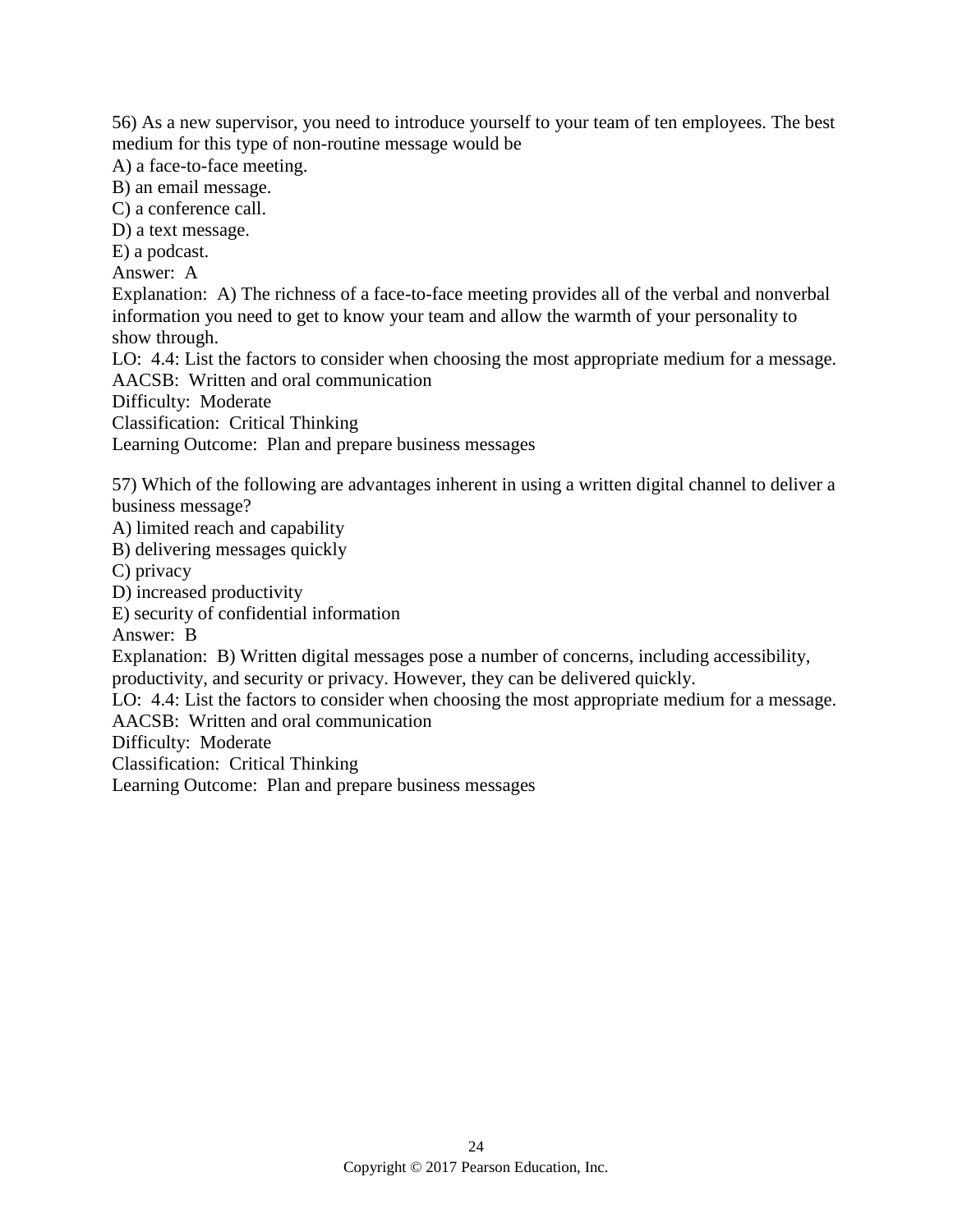56) As a new supervisor, you need to introduce yourself to your team of ten employees. The best medium for this type of non-routine message would be

A) a face-to-face meeting.  
B) an email message.  
C) a conference call.  
D) a text message.  
E) a podcast.  
Answer: A  
Explanation: A) The richness of a face-to-face meeting provides all of the verbal and nonverbal information you need to get to know your team and allow the warmth of your personality to show through.  
LO: 4.4: List the factors to consider when choosing the most appropriate medium for a message.  
AACSB: Written and oral communication  
Difficulty: Moderate  
Classification: Critical Thinking  
Learning Outcome: Plan and prepare business messages

57) Which of the following are advantages inherent in using a written digital channel to deliver a business message?

A) limited reach and capability  
B) delivering messages quickly  
C) privacy  
D) increased productivity  
E) security of confidential information  
Answer: B  
Explanation: B) Written digital messages pose a number of concerns, including accessibility, productivity, and security or privacy. However, they can be delivered quickly.  
LO: 4.4: List the factors to consider when choosing the most appropriate medium for a message.  
AACSB: Written and oral communication  
Difficulty: Moderate  
Classification: Critical Thinking  
Learning Outcome: Plan and prepare business messages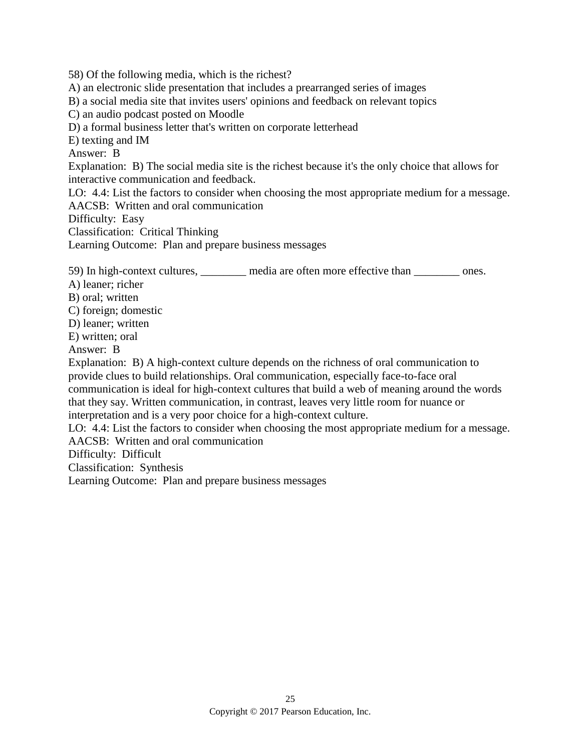58) Of the following media, which is the richest?
A) an electronic slide presentation that includes a prearranged series of images
B) a social media site that invites users' opinions and feedback on relevant topics
C) an audio podcast posted on Moodle
D) a formal business letter that's written on corporate letterhead
E) texting and IM
Answer: B
Explanation: B) The social media site is the richest because it's the only choice that allows for interactive communication and feedback.
LO: 4.4: List the factors to consider when choosing the most appropriate medium for a message.
AACSB: Written and oral communication
Difficulty: Easy
Classification: Critical Thinking
Learning Outcome: Plan and prepare business messages

59) In high-context cultures, ________ media are often more effective than ________ ones.
A) leaner; richer
B) oral; written
C) foreign; domestic
D) leaner; written
E) written; oral
Answer: B
Explanation: B) A high-context culture depends on the richness of oral communication to provide clues to build relationships. Oral communication, especially face-to-face oral communication is ideal for high-context cultures that build a web of meaning around the words that they say. Written communication, in contrast, leaves very little room for nuance or interpretation and is a very poor choice for a high-context culture.
LO: 4.4: List the factors to consider when choosing the most appropriate medium for a message.
AACSB: Written and oral communication
Difficulty: Difficult
Classification: Synthesis
Learning Outcome: Plan and prepare business messages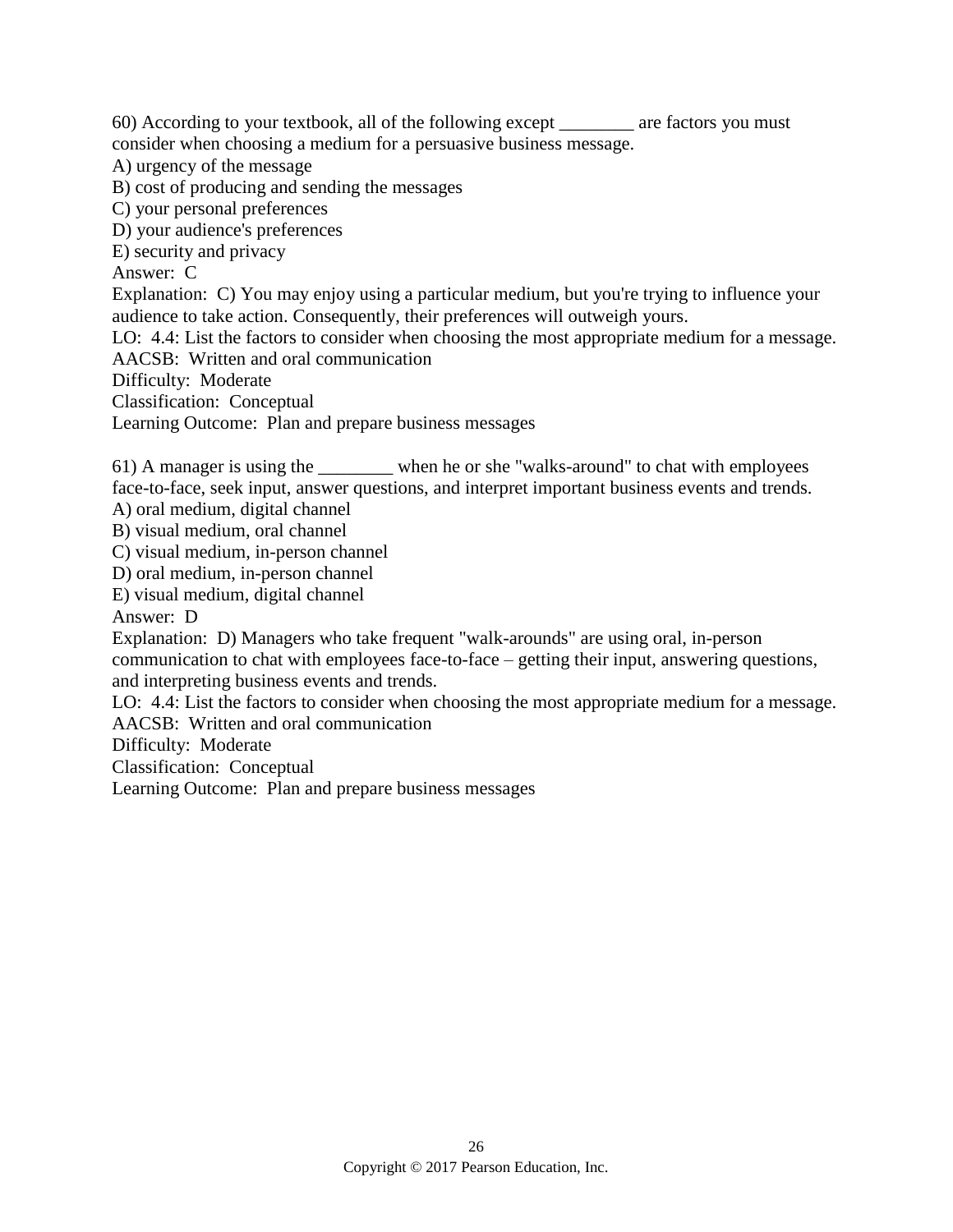60) According to your textbook, all of the following except ________ are factors you must consider when choosing a medium for a persuasive business message.
A) urgency of the message
B) cost of producing and sending the messages
C) your personal preferences
D) your audience's preferences
E) security and privacy
Answer: C
Explanation: C) You may enjoy using a particular medium, but you're trying to influence your audience to take action. Consequently, their preferences will outweigh yours.
LO: 4.4: List the factors to consider when choosing the most appropriate medium for a message.
AACSB: Written and oral communication
Difficulty: Moderate
Classification: Conceptual
Learning Outcome: Plan and prepare business messages

61) A manager is using the ________ when he or she "walks-around" to chat with employees face-to-face, seek input, answer questions, and interpret important business events and trends.
A) oral medium, digital channel
B) visual medium, oral channel
C) visual medium, in-person channel
D) oral medium, in-person channel
E) visual medium, digital channel
Answer: D
Explanation: D) Managers who take frequent "walk-arounds" are using oral, in-person communication to chat with employees face-to-face – getting their input, answering questions, and interpreting business events and trends.
LO: 4.4: List the factors to consider when choosing the most appropriate medium for a message.
AACSB: Written and oral communication
Difficulty: Moderate
Classification: Conceptual
Learning Outcome: Plan and prepare business messages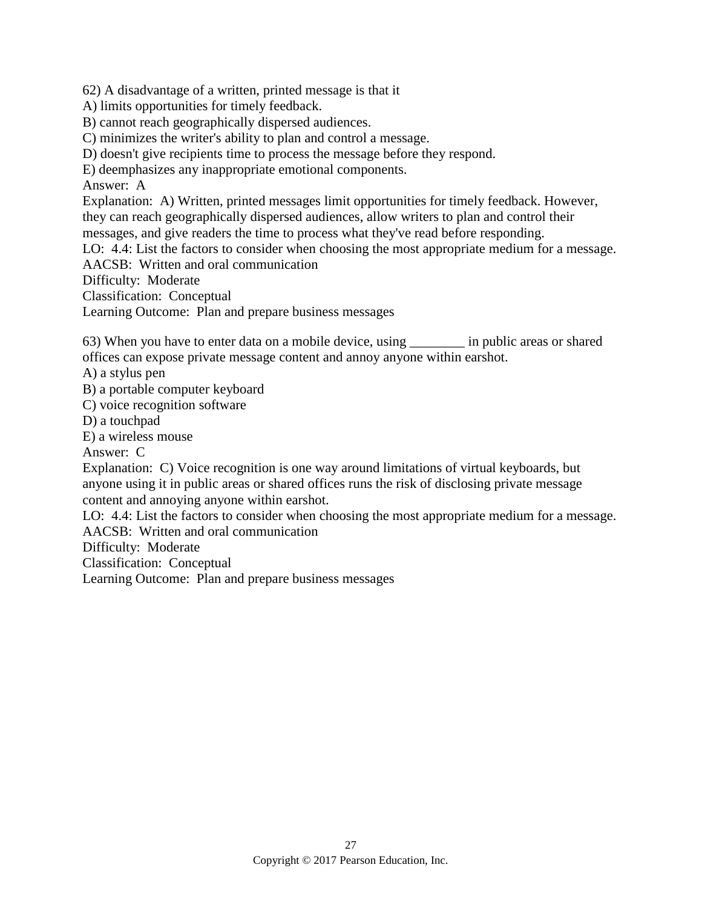62) A disadvantage of a written, printed message is that it
A) limits opportunities for timely feedback.
B) cannot reach geographically dispersed audiences.
C) minimizes the writer's ability to plan and control a message.
D) doesn't give recipients time to process the message before they respond.
E) deemphasizes any inappropriate emotional components.
Answer: A
Explanation: A) Written, printed messages limit opportunities for timely feedback. However, they can reach geographically dispersed audiences, allow writers to plan and control their messages, and give readers the time to process what they've read before responding.
LO: 4.4: List the factors to consider when choosing the most appropriate medium for a message.
AACSB: Written and oral communication
Difficulty: Moderate
Classification: Conceptual
Learning Outcome: Plan and prepare business messages

63) When you have to enter data on a mobile device, using ________ in public areas or shared offices can expose private message content and annoy anyone within earshot.
A) a stylus pen
B) a portable computer keyboard
C) voice recognition software
D) a touchpad
E) a wireless mouse
Answer: C
Explanation: C) Voice recognition is one way around limitations of virtual keyboards, but anyone using it in public areas or shared offices runs the risk of disclosing private message content and annoying anyone within earshot.
LO: 4.4: List the factors to consider when choosing the most appropriate medium for a message.
AACSB: Written and oral communication
Difficulty: Moderate
Classification: Conceptual
Learning Outcome: Plan and prepare business messages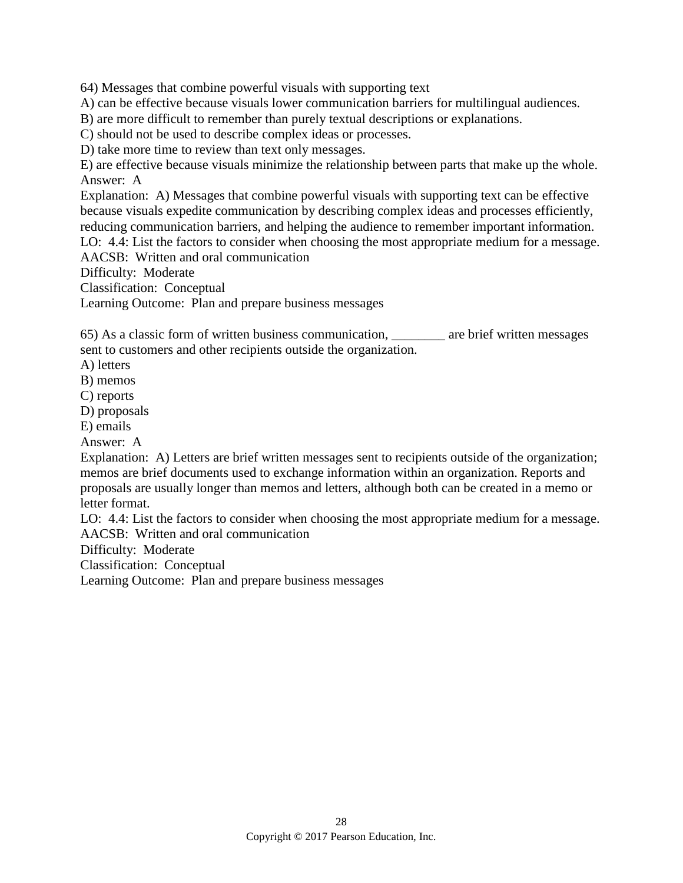64) Messages that combine powerful visuals with supporting text
A) can be effective because visuals lower communication barriers for multilingual audiences.
B) are more difficult to remember than purely textual descriptions or explanations.
C) should not be used to describe complex ideas or processes.
D) take more time to review than text only messages.
E) are effective because visuals minimize the relationship between parts that make up the whole.
Answer: A
Explanation: A) Messages that combine powerful visuals with supporting text can be effective because visuals expedite communication by describing complex ideas and processes efficiently, reducing communication barriers, and helping the audience to remember important information.
LO: 4.4: List the factors to consider when choosing the most appropriate medium for a message.
AACSB: Written and oral communication
Difficulty: Moderate
Classification: Conceptual
Learning Outcome: Plan and prepare business messages

65) As a classic form of written business communication, ________ are brief written messages sent to customers and other recipients outside the organization.
A) letters
B) memos
C) reports
D) proposals
E) emails
Answer: A
Explanation: A) Letters are brief written messages sent to recipients outside of the organization; memos are brief documents used to exchange information within an organization. Reports and proposals are usually longer than memos and letters, although both can be created in a memo or letter format.
LO: 4.4: List the factors to consider when choosing the most appropriate medium for a message.
AACSB: Written and oral communication
Difficulty: Moderate
Classification: Conceptual
Learning Outcome: Plan and prepare business messages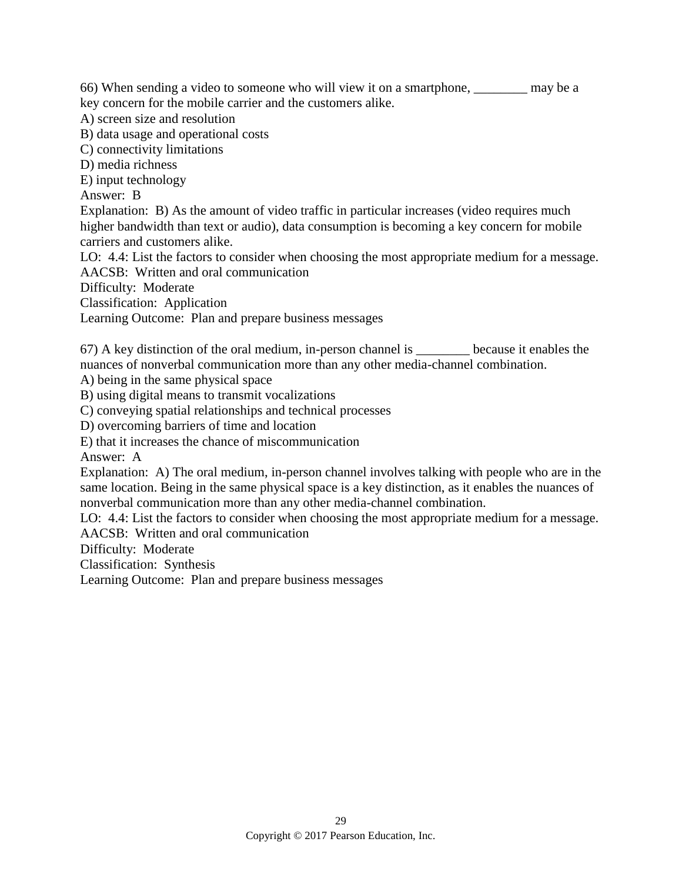66) When sending a video to someone who will view it on a smartphone, ________ may be a key concern for the mobile carrier and the customers alike.
A) screen size and resolution
B) data usage and operational costs
C) connectivity limitations
D) media richness
E) input technology
Answer: B
Explanation: B) As the amount of video traffic in particular increases (video requires much higher bandwidth than text or audio), data consumption is becoming a key concern for mobile carriers and customers alike.
LO: 4.4: List the factors to consider when choosing the most appropriate medium for a message.
AACSB: Written and oral communication
Difficulty: Moderate
Classification: Application
Learning Outcome: Plan and prepare business messages

67) A key distinction of the oral medium, in-person channel is ________ because it enables the nuances of nonverbal communication more than any other media-channel combination.
A) being in the same physical space
B) using digital means to transmit vocalizations
C) conveying spatial relationships and technical processes
D) overcoming barriers of time and location
E) that it increases the chance of miscommunication
Answer: A
Explanation: A) The oral medium, in-person channel involves talking with people who are in the same location. Being in the same physical space is a key distinction, as it enables the nuances of nonverbal communication more than any other media-channel combination.
LO: 4.4: List the factors to consider when choosing the most appropriate medium for a message.
AACSB: Written and oral communication
Difficulty: Moderate
Classification: Synthesis
Learning Outcome: Plan and prepare business messages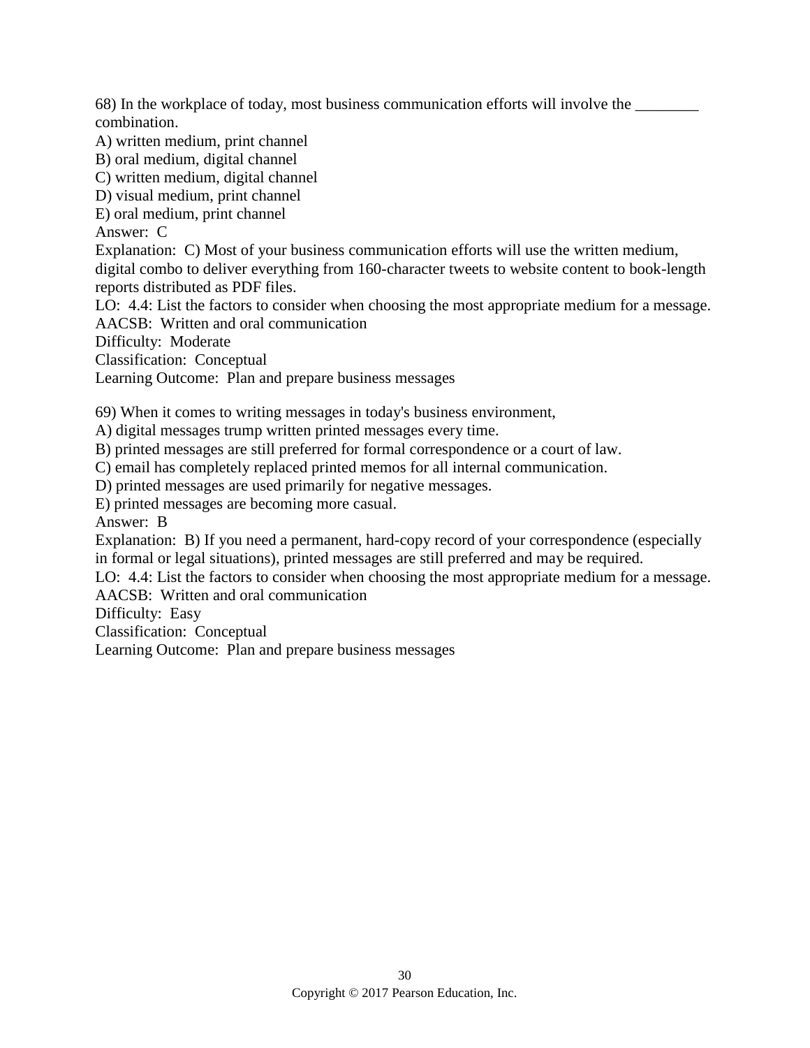68) In the workplace of today, most business communication efforts will involve the ________ combination.

A) written medium, print channel  
B) oral medium, digital channel  
C) written medium, digital channel  
D) visual medium, print channel  
E) oral medium, print channel  
Answer: C  
Explanation: C) Most of your business communication efforts will use the written medium, digital combo to deliver everything from 160-character tweets to website content to book-length reports distributed as PDF files.  
LO: 4.4: List the factors to consider when choosing the most appropriate medium for a message.  
AACSB: Written and oral communication  
Difficulty: Moderate  
Classification: Conceptual  
Learning Outcome: Plan and prepare business messages

69) When it comes to writing messages in today's business environment,

A) digital messages trump written printed messages every time.  
B) printed messages are still preferred for formal correspondence or a court of law.  
C) email has completely replaced printed memos for all internal communication.  
D) printed messages are used primarily for negative messages.  
E) printed messages are becoming more casual.  
Answer: B  
Explanation: B) If you need a permanent, hard-copy record of your correspondence (especially in formal or legal situations), printed messages are still preferred and may be required.  
LO: 4.4: List the factors to consider when choosing the most appropriate medium for a message.  
AACSB: Written and oral communication  
Difficulty: Easy  
Classification: Conceptual  
Learning Outcome: Plan and prepare business messages

Copyright © 2017 Pearson Education, Inc.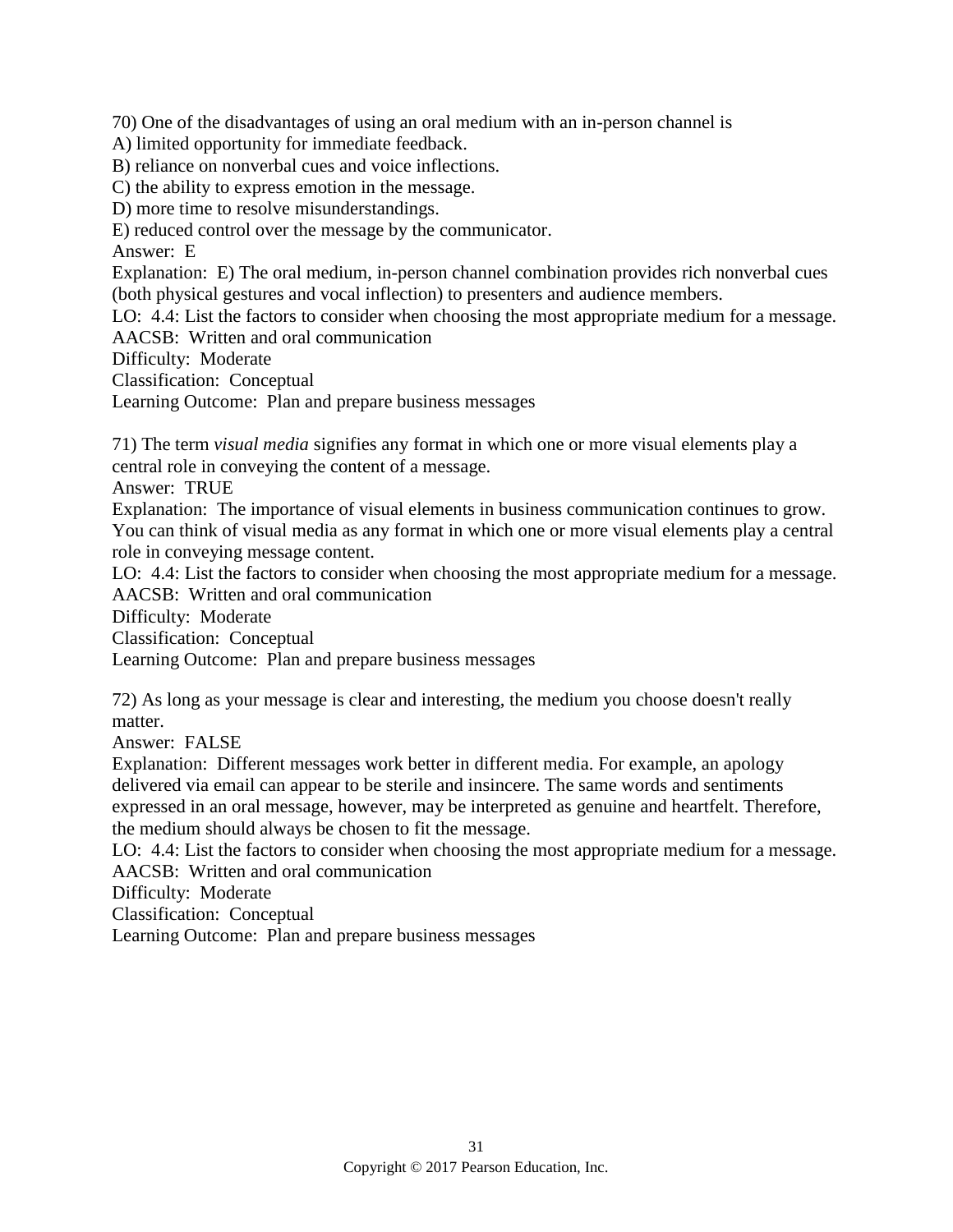70) One of the disadvantages of using an oral medium with an in-person channel is
A) limited opportunity for immediate feedback.
B) reliance on nonverbal cues and voice inflections.
C) the ability to express emotion in the message.
D) more time to resolve misunderstandings.
E) reduced control over the message by the communicator.
Answer: E
Explanation: E) The oral medium, in-person channel combination provides rich nonverbal cues (both physical gestures and vocal inflection) to presenters and audience members.
LO: 4.4: List the factors to consider when choosing the most appropriate medium for a message.
AACSB: Written and oral communication
Difficulty: Moderate
Classification: Conceptual
Learning Outcome: Plan and prepare business messages

71) The term *visual media* signifies any format in which one or more visual elements play a central role in conveying the content of a message.
Answer: TRUE
Explanation: The importance of visual elements in business communication continues to grow. You can think of visual media as any format in which one or more visual elements play a central role in conveying message content.
LO: 4.4: List the factors to consider when choosing the most appropriate medium for a message.
AACSB: Written and oral communication
Difficulty: Moderate
Classification: Conceptual
Learning Outcome: Plan and prepare business messages

72) As long as your message is clear and interesting, the medium you choose doesn't really matter.
Answer: FALSE
Explanation: Different messages work better in different media. For example, an apology delivered via email can appear to be sterile and insincere. The same words and sentiments expressed in an oral message, however, may be interpreted as genuine and heartfelt. Therefore, the medium should always be chosen to fit the message.
LO: 4.4: List the factors to consider when choosing the most appropriate medium for a message.
AACSB: Written and oral communication
Difficulty: Moderate
Classification: Conceptual
Learning Outcome: Plan and prepare business messages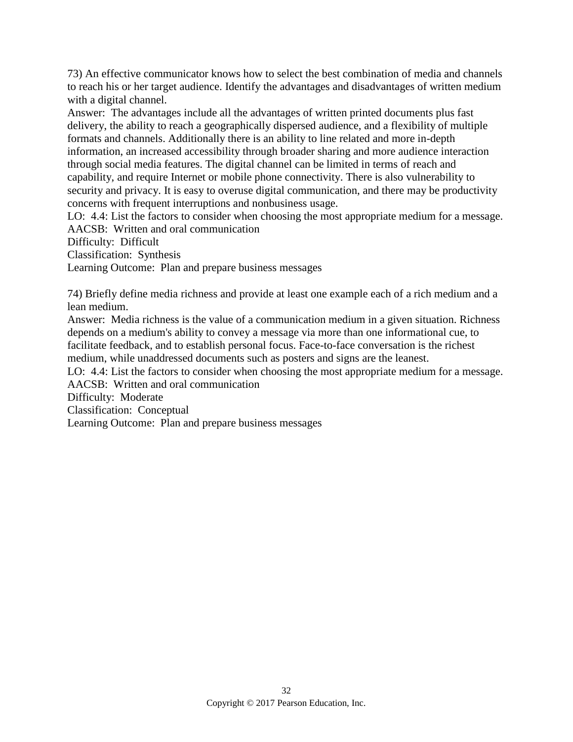73) An effective communicator knows how to select the best combination of media and channels to reach his or her target audience. Identify the advantages and disadvantages of written medium with a digital channel.

Answer: The advantages include all the advantages of written printed documents plus fast delivery, the ability to reach a geographically dispersed audience, and a flexibility of multiple formats and channels. Additionally there is an ability to line related and more in-depth information, an increased accessibility through broader sharing and more audience interaction through social media features. The digital channel can be limited in terms of reach and capability, and require Internet or mobile phone connectivity. There is also vulnerability to security and privacy. It is easy to overuse digital communication, and there may be productivity concerns with frequent interruptions and nonbusiness usage.

LO: 4.4: List the factors to consider when choosing the most appropriate medium for a message.
AACSB: Written and oral communication
Difficulty: Difficult
Classification: Synthesis
Learning Outcome: Plan and prepare business messages

74) Briefly define media richness and provide at least one example each of a rich medium and a lean medium.

Answer: Media richness is the value of a communication medium in a given situation. Richness depends on a medium's ability to convey a message via more than one informational cue, to facilitate feedback, and to establish personal focus. Face-to-face conversation is the richest medium, while unaddressed documents such as posters and signs are the leanest.

LO: 4.4: List the factors to consider when choosing the most appropriate medium for a message.
AACSB: Written and oral communication
Difficulty: Moderate
Classification: Conceptual
Learning Outcome: Plan and prepare business messages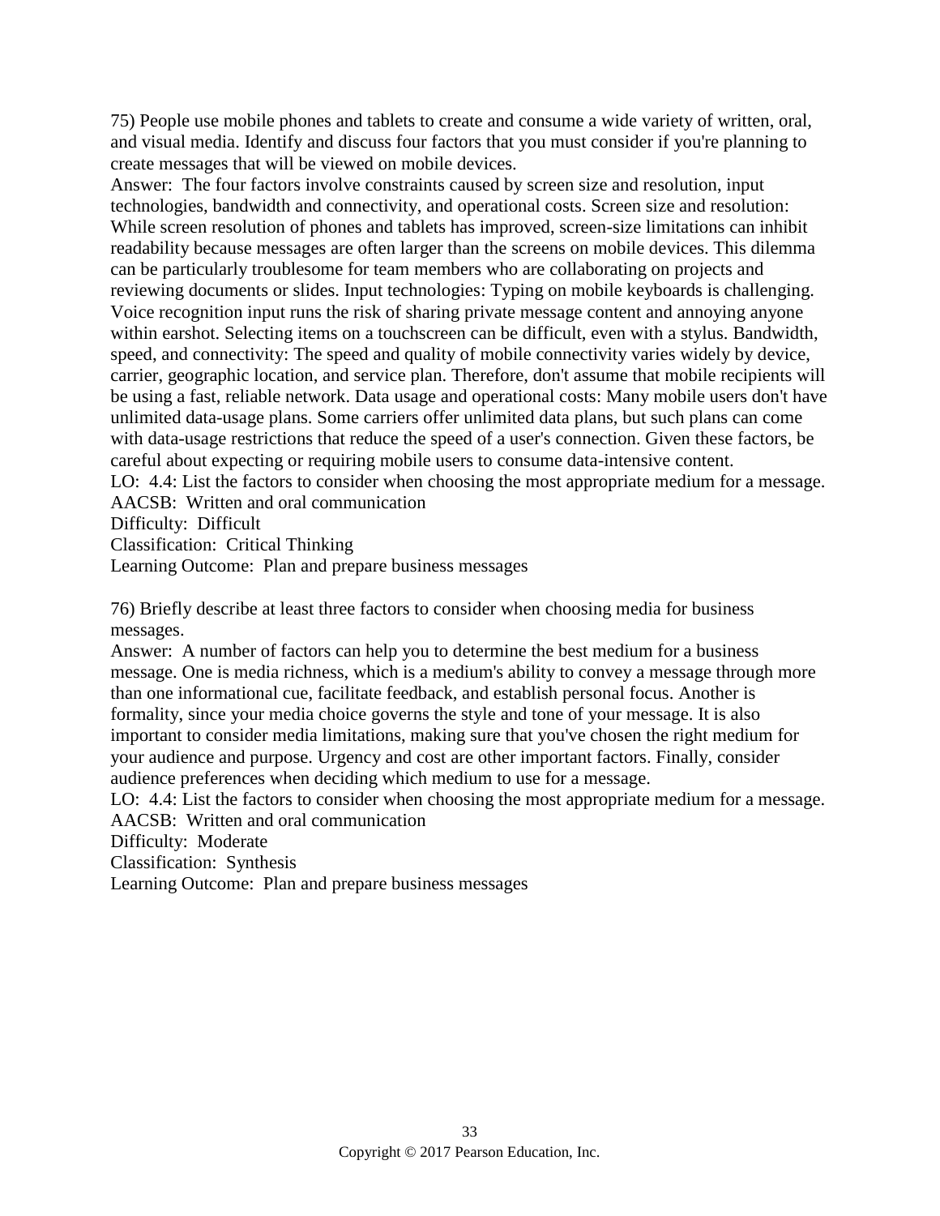75) People use mobile phones and tablets to create and consume a wide variety of written, oral, and visual media. Identify and discuss four factors that you must consider if you're planning to create messages that will be viewed on mobile devices.

Answer: The four factors involve constraints caused by screen size and resolution, input technologies, bandwidth and connectivity, and operational costs. Screen size and resolution: While screen resolution of phones and tablets has improved, screen-size limitations can inhibit readability because messages are often larger than the screens on mobile devices. This dilemma can be particularly troublesome for team members who are collaborating on projects and reviewing documents or slides. Input technologies: Typing on mobile keyboards is challenging. Voice recognition input runs the risk of sharing private message content and annoying anyone within earshot. Selecting items on a touchscreen can be difficult, even with a stylus. Bandwidth, speed, and connectivity: The speed and quality of mobile connectivity varies widely by device, carrier, geographic location, and service plan. Therefore, don't assume that mobile recipients will be using a fast, reliable network. Data usage and operational costs: Many mobile users don't have unlimited data-usage plans. Some carriers offer unlimited data plans, but such plans can come with data-usage restrictions that reduce the speed of a user's connection. Given these factors, be careful about expecting or requiring mobile users to consume data-intensive content.

LO: 4.4: List the factors to consider when choosing the most appropriate medium for a message.
AACSB: Written and oral communication
Difficulty: Difficult
Classification: Critical Thinking
Learning Outcome: Plan and prepare business messages

76) Briefly describe at least three factors to consider when choosing media for business messages.

Answer: A number of factors can help you to determine the best medium for a business message. One is media richness, which is a medium's ability to convey a message through more than one informational cue, facilitate feedback, and establish personal focus. Another is formality, since your media choice governs the style and tone of your message. It is also important to consider media limitations, making sure that you've chosen the right medium for your audience and purpose. Urgency and cost are other important factors. Finally, consider audience preferences when deciding which medium to use for a message.

LO: 4.4: List the factors to consider when choosing the most appropriate medium for a message.
AACSB: Written and oral communication
Difficulty: Moderate
Classification: Synthesis
Learning Outcome: Plan and prepare business messages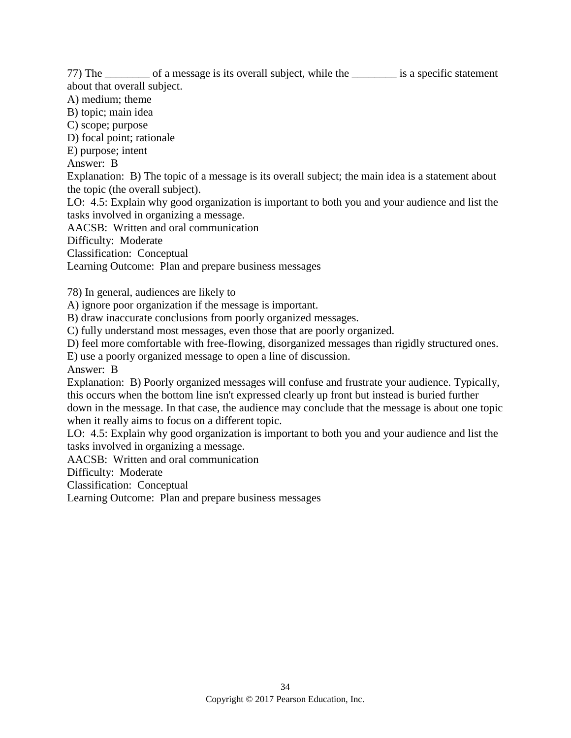77) The ________ of a message is its overall subject, while the ________ is a specific statement about that overall subject.
A) medium; theme
B) topic; main idea
C) scope; purpose
D) focal point; rationale
E) purpose; intent
Answer: B
Explanation: B) The topic of a message is its overall subject; the main idea is a statement about the topic (the overall subject).
LO: 4.5: Explain why good organization is important to both you and your audience and list the tasks involved in organizing a message.
AACSB: Written and oral communication
Difficulty: Moderate
Classification: Conceptual
Learning Outcome: Plan and prepare business messages

78) In general, audiences are likely to
A) ignore poor organization if the message is important.
B) draw inaccurate conclusions from poorly organized messages.
C) fully understand most messages, even those that are poorly organized.
D) feel more comfortable with free-flowing, disorganized messages than rigidly structured ones.
E) use a poorly organized message to open a line of discussion.
Answer: B
Explanation: B) Poorly organized messages will confuse and frustrate your audience. Typically, this occurs when the bottom line isn't expressed clearly up front but instead is buried further down in the message. In that case, the audience may conclude that the message is about one topic when it really aims to focus on a different topic.
LO: 4.5: Explain why good organization is important to both you and your audience and list the tasks involved in organizing a message.
AACSB: Written and oral communication
Difficulty: Moderate
Classification: Conceptual
Learning Outcome: Plan and prepare business messages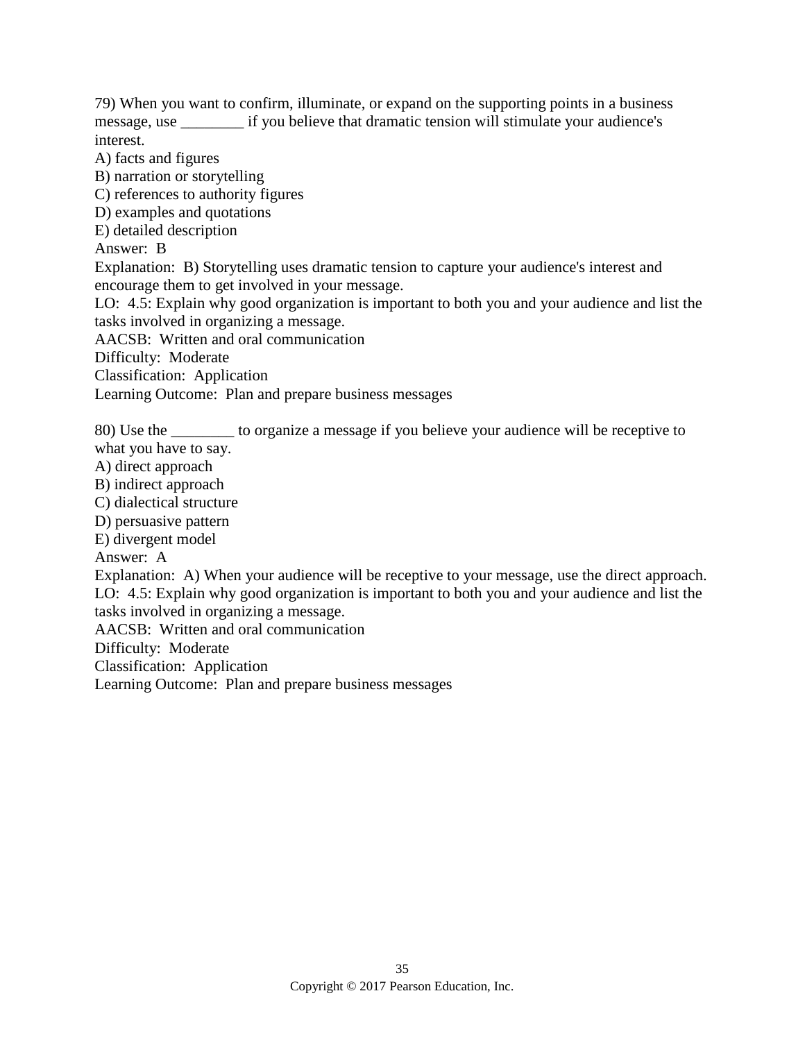79) When you want to confirm, illuminate, or expand on the supporting points in a business message, use ________ if you believe that dramatic tension will stimulate your audience's interest.

A) facts and figures
B) narration or storytelling
C) references to authority figures
D) examples and quotations
E) detailed description

Answer: B

Explanation: B) Storytelling uses dramatic tension to capture your audience's interest and encourage them to get involved in your message.

LO: 4.5: Explain why good organization is important to both you and your audience and list the tasks involved in organizing a message.

AACSB: Written and oral communication

Difficulty: Moderate

Classification: Application

Learning Outcome: Plan and prepare business messages

80) Use the ________ to organize a message if you believe your audience will be receptive to what you have to say.

A) direct approach
B) indirect approach
C) dialectical structure
D) persuasive pattern
E) divergent model

Answer: A

Explanation: A) When your audience will be receptive to your message, use the direct approach.

LO: 4.5: Explain why good organization is important to both you and your audience and list the tasks involved in organizing a message.

AACSB: Written and oral communication

Difficulty: Moderate

Classification: Application

Learning Outcome: Plan and prepare business messages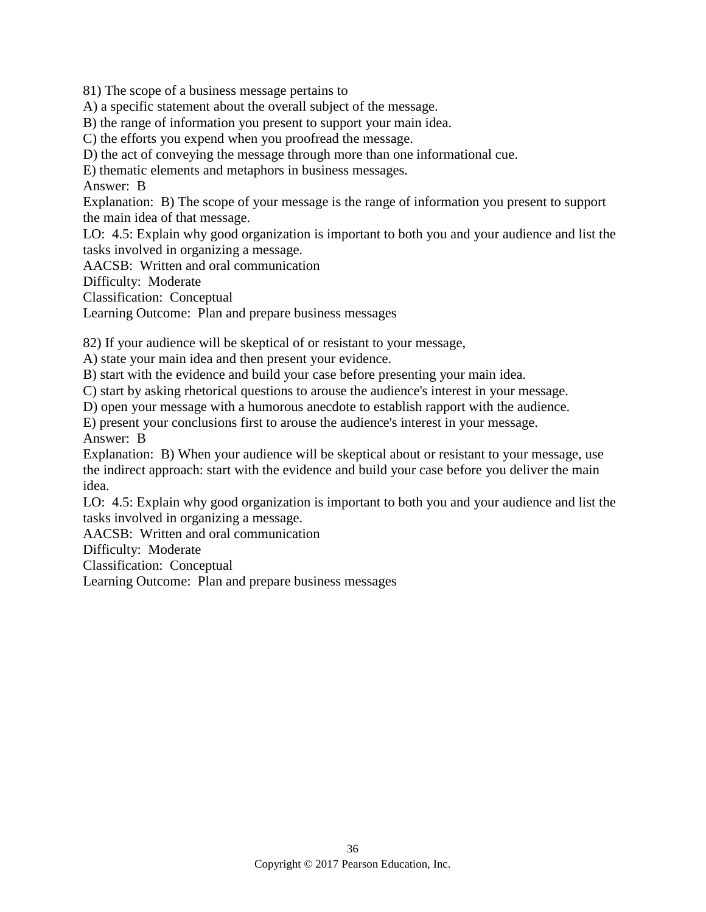81) The scope of a business message pertains to
A) a specific statement about the overall subject of the message.
B) the range of information you present to support your main idea.
C) the efforts you expend when you proofread the message.
D) the act of conveying the message through more than one informational cue.
E) thematic elements and metaphors in business messages.
Answer: B
Explanation: B) The scope of your message is the range of information you present to support the main idea of that message.
LO: 4.5: Explain why good organization is important to both you and your audience and list the tasks involved in organizing a message.
AACSB: Written and oral communication
Difficulty: Moderate
Classification: Conceptual
Learning Outcome: Plan and prepare business messages

82) If your audience will be skeptical of or resistant to your message,
A) state your main idea and then present your evidence.
B) start with the evidence and build your case before presenting your main idea.
C) start by asking rhetorical questions to arouse the audience's interest in your message.
D) open your message with a humorous anecdote to establish rapport with the audience.
E) present your conclusions first to arouse the audience's interest in your message.
Answer: B
Explanation: B) When your audience will be skeptical about or resistant to your message, use the indirect approach: start with the evidence and build your case before you deliver the main idea.
LO: 4.5: Explain why good organization is important to both you and your audience and list the tasks involved in organizing a message.
AACSB: Written and oral communication
Difficulty: Moderate
Classification: Conceptual
Learning Outcome: Plan and prepare business messages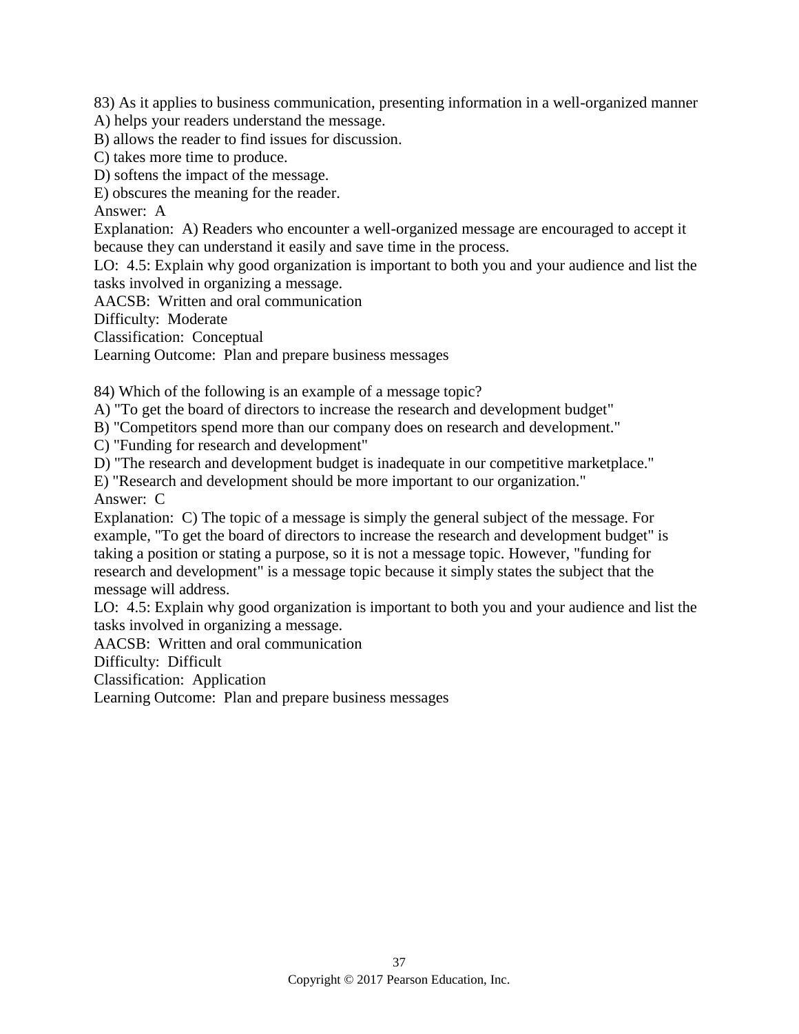83) As it applies to business communication, presenting information in a well-organized manner
A) helps your readers understand the message.
B) allows the reader to find issues for discussion.
C) takes more time to produce.
D) softens the impact of the message.
E) obscures the meaning for the reader.
Answer: A
Explanation: A) Readers who encounter a well-organized message are encouraged to accept it because they can understand it easily and save time in the process.
LO: 4.5: Explain why good organization is important to both you and your audience and list the tasks involved in organizing a message.
AACSB: Written and oral communication
Difficulty: Moderate
Classification: Conceptual
Learning Outcome: Plan and prepare business messages

84) Which of the following is an example of a message topic?
A) "To get the board of directors to increase the research and development budget"
B) "Competitors spend more than our company does on research and development."
C) "Funding for research and development"
D) "The research and development budget is inadequate in our competitive marketplace."
E) "Research and development should be more important to our organization."
Answer: C
Explanation: C) The topic of a message is simply the general subject of the message. For example, "To get the board of directors to increase the research and development budget" is taking a position or stating a purpose, so it is not a message topic. However, "funding for research and development" is a message topic because it simply states the subject that the message will address.
LO: 4.5: Explain why good organization is important to both you and your audience and list the tasks involved in organizing a message.
AACSB: Written and oral communication
Difficulty: Difficult
Classification: Application
Learning Outcome: Plan and prepare business messages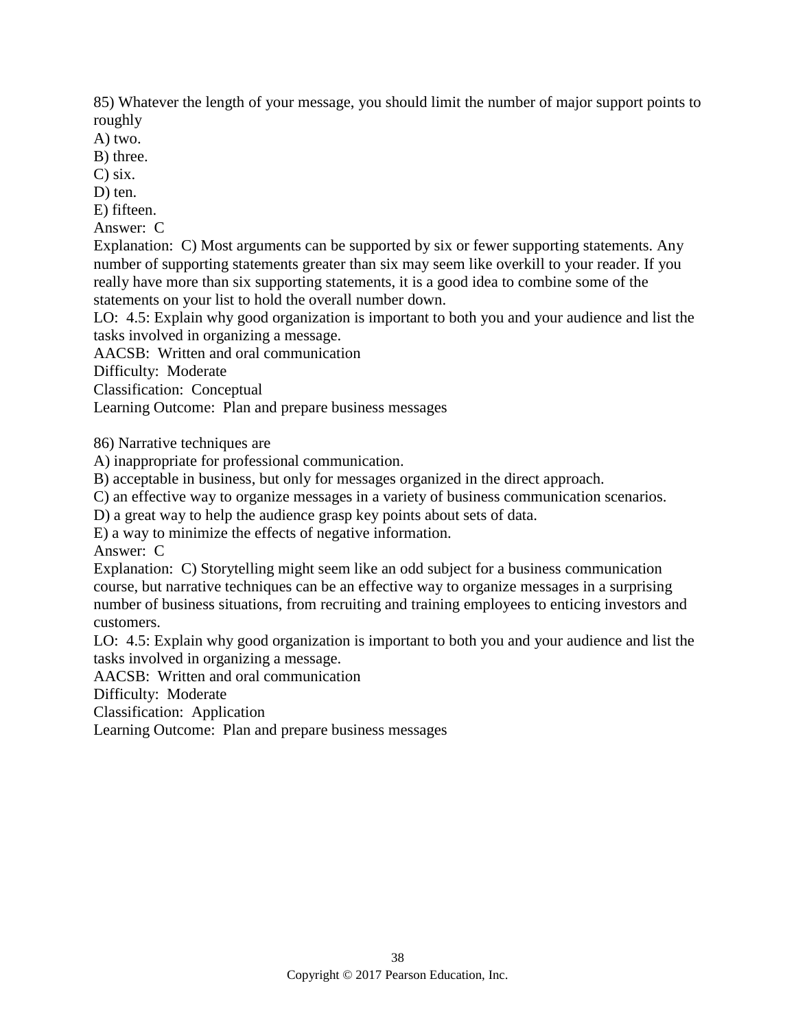85) Whatever the length of your message, you should limit the number of major support points to roughly

A) two.

B) three.

C) six.

D) ten.

E) fifteen.

Answer: C

Explanation: C) Most arguments can be supported by six or fewer supporting statements. Any number of supporting statements greater than six may seem like overkill to your reader. If you really have more than six supporting statements, it is a good idea to combine some of the statements on your list to hold the overall number down.

LO: 4.5: Explain why good organization is important to both you and your audience and list the tasks involved in organizing a message.

AACSB: Written and oral communication

Difficulty: Moderate

Classification: Conceptual

Learning Outcome: Plan and prepare business messages

86) Narrative techniques are

A) inappropriate for professional communication.

B) acceptable in business, but only for messages organized in the direct approach.

C) an effective way to organize messages in a variety of business communication scenarios.

D) a great way to help the audience grasp key points about sets of data.

E) a way to minimize the effects of negative information.

Answer: C

Explanation: C) Storytelling might seem like an odd subject for a business communication course, but narrative techniques can be an effective way to organize messages in a surprising number of business situations, from recruiting and training employees to enticing investors and customers.

LO: 4.5: Explain why good organization is important to both you and your audience and list the tasks involved in organizing a message.

AACSB: Written and oral communication

Difficulty: Moderate

Classification: Application

Learning Outcome: Plan and prepare business messages

Copyright © 2017 Pearson Education, Inc.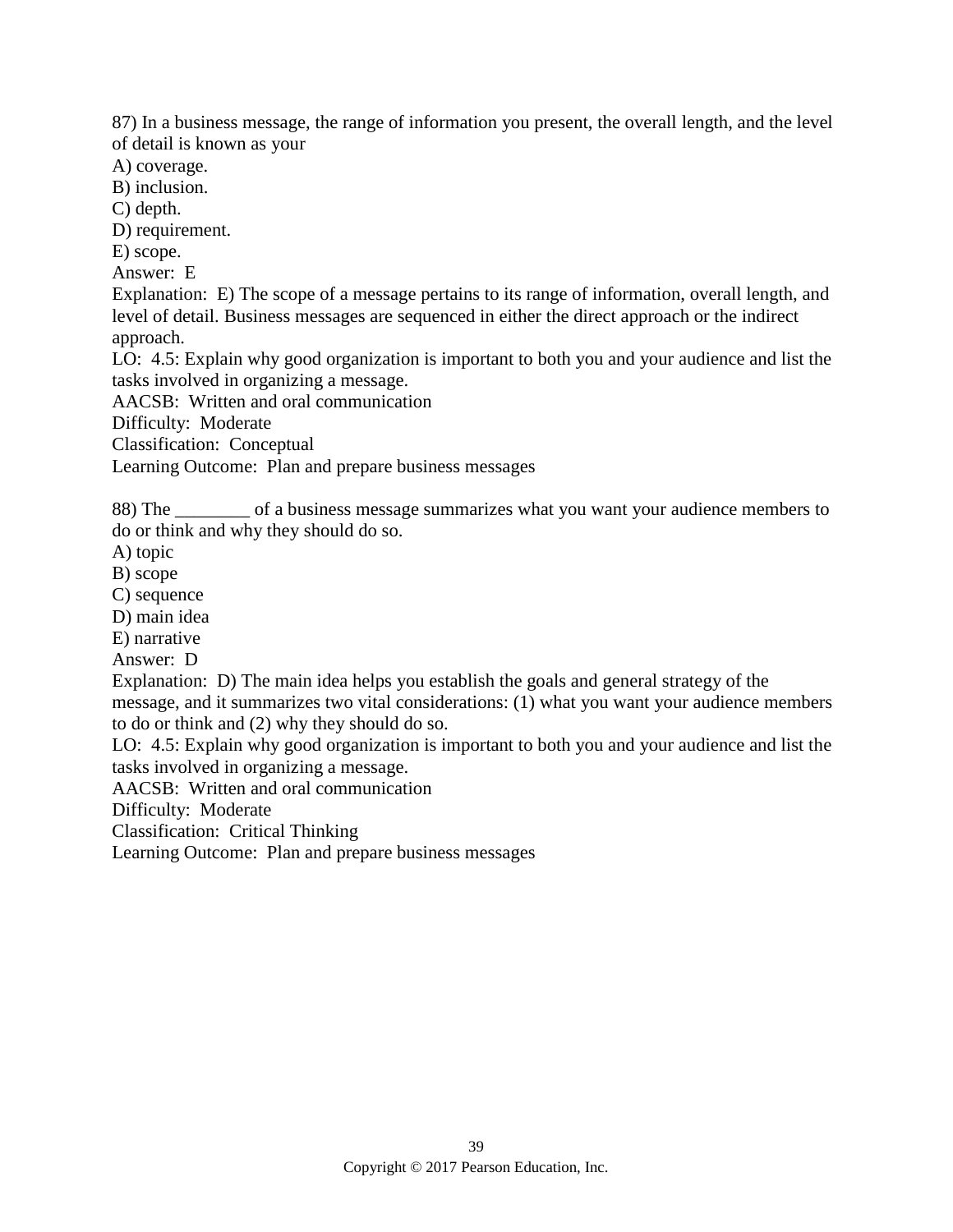87) In a business message, the range of information you present, the overall length, and the level of detail is known as your

A) coverage.  
B) inclusion.  
C) depth.  
D) requirement.  
E) scope.  
Answer: E  
Explanation: E) The scope of a message pertains to its range of information, overall length, and level of detail. Business messages are sequenced in either the direct approach or the indirect approach.  
LO: 4.5: Explain why good organization is important to both you and your audience and list the tasks involved in organizing a message.  
AACSB: Written and oral communication  
Difficulty: Moderate  
Classification: Conceptual  
Learning Outcome: Plan and prepare business messages

88) The ________ of a business message summarizes what you want your audience members to do or think and why they should do so.

A) topic  
B) scope  
C) sequence  
D) main idea  
E) narrative  
Answer: D  
Explanation: D) The main idea helps you establish the goals and general strategy of the message, and it summarizes two vital considerations: (1) what you want your audience members to do or think and (2) why they should do so.  
LO: 4.5: Explain why good organization is important to both you and your audience and list the tasks involved in organizing a message.  
AACSB: Written and oral communication  
Difficulty: Moderate  
Classification: Critical Thinking  
Learning Outcome: Plan and prepare business messages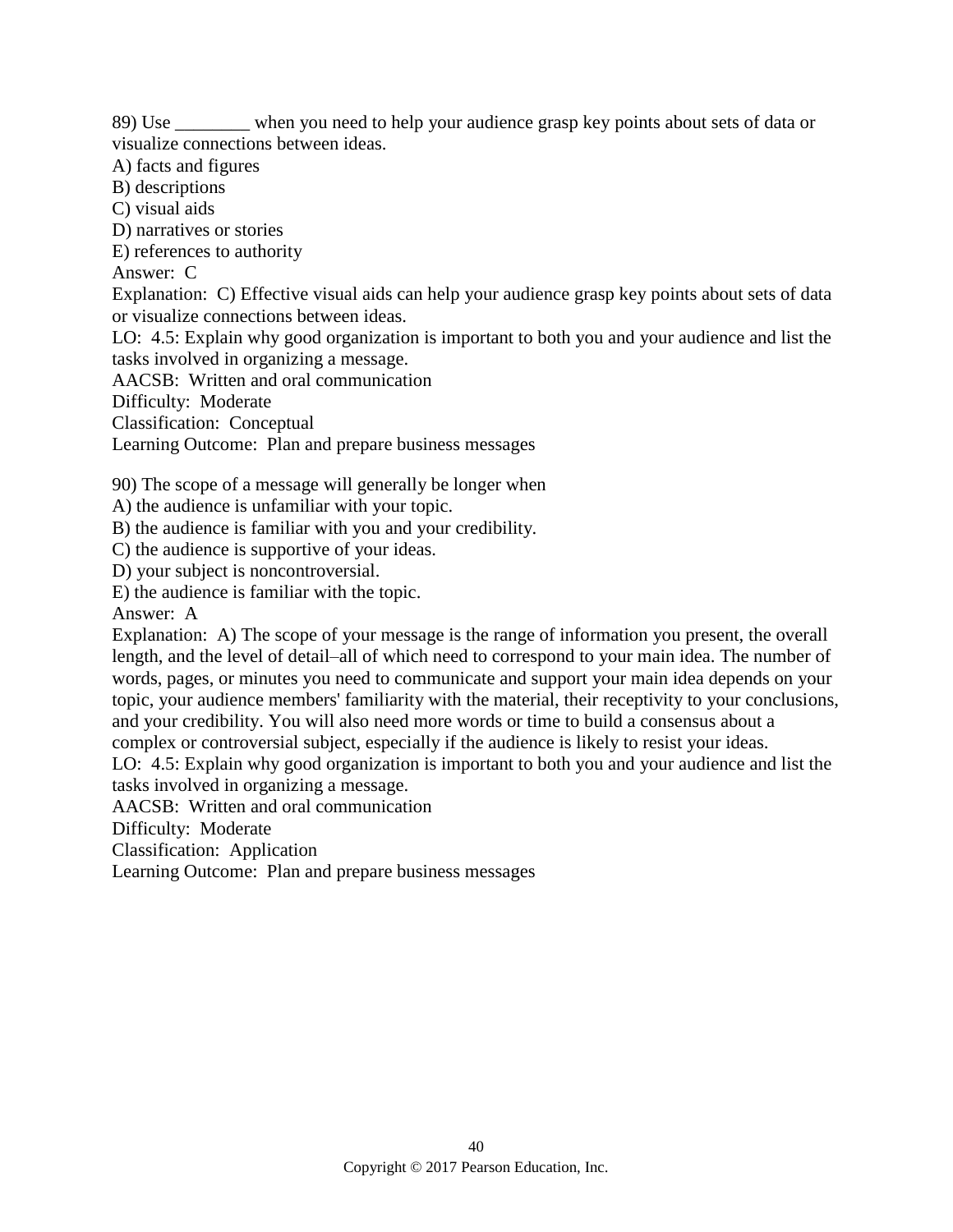89) Use ________ when you need to help your audience grasp key points about sets of data or visualize connections between ideas.

A) facts and figures
B) descriptions
C) visual aids
D) narratives or stories
E) references to authority

Answer: C

Explanation: C) Effective visual aids can help your audience grasp key points about sets of data or visualize connections between ideas.

LO: 4.5: Explain why good organization is important to both you and your audience and list the tasks involved in organizing a message.

AACSB: Written and oral communication

Difficulty: Moderate

Classification: Conceptual

Learning Outcome: Plan and prepare business messages

90) The scope of a message will generally be longer when

A) the audience is unfamiliar with your topic.
B) the audience is familiar with you and your credibility.
C) the audience is supportive of your ideas.
D) your subject is noncontroversial.
E) the audience is familiar with the topic.

Answer: A

Explanation: A) The scope of your message is the range of information you present, the overall length, and the level of detail–all of which need to correspond to your main idea. The number of words, pages, or minutes you need to communicate and support your main idea depends on your topic, your audience members' familiarity with the material, their receptivity to your conclusions, and your credibility. You will also need more words or time to build a consensus about a complex or controversial subject, especially if the audience is likely to resist your ideas.

LO: 4.5: Explain why good organization is important to both you and your audience and list the tasks involved in organizing a message.

AACSB: Written and oral communication

Difficulty: Moderate

Classification: Application

Learning Outcome: Plan and prepare business messages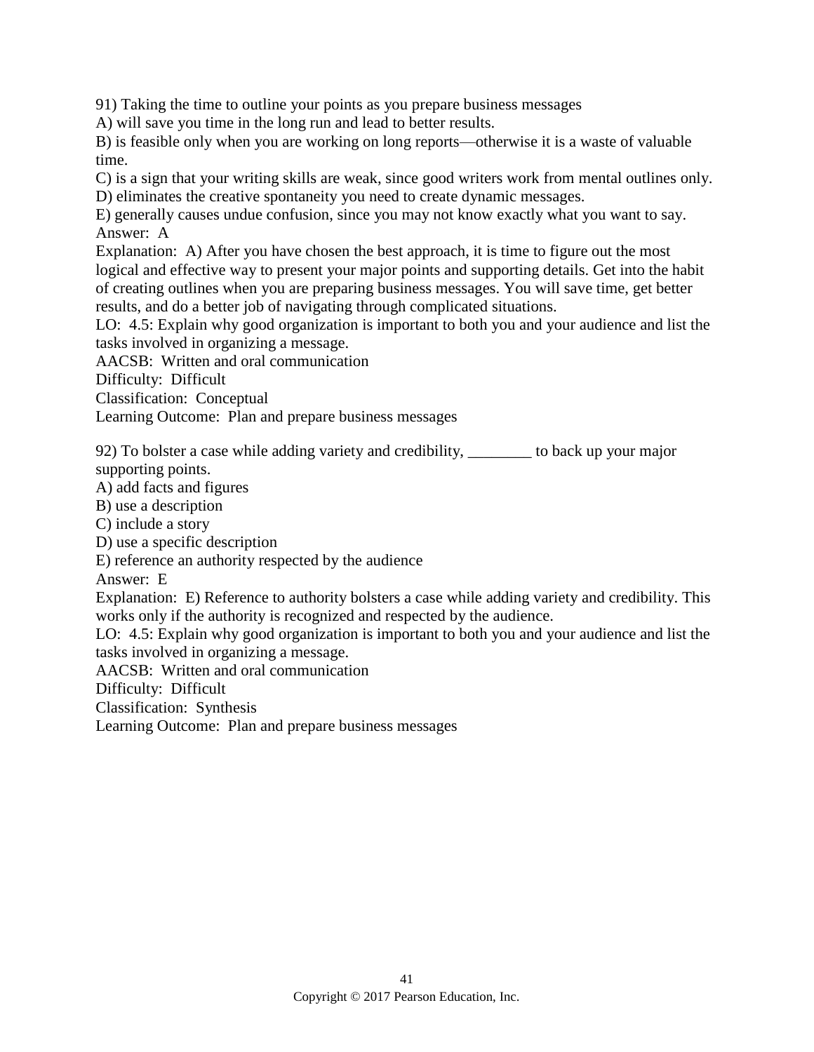91) Taking the time to outline your points as you prepare business messages
A) will save you time in the long run and lead to better results.
B) is feasible only when you are working on long reports—otherwise it is a waste of valuable time.
C) is a sign that your writing skills are weak, since good writers work from mental outlines only.
D) eliminates the creative spontaneity you need to create dynamic messages.
E) generally causes undue confusion, since you may not know exactly what you want to say.
Answer: A
Explanation: A) After you have chosen the best approach, it is time to figure out the most logical and effective way to present your major points and supporting details. Get into the habit of creating outlines when you are preparing business messages. You will save time, get better results, and do a better job of navigating through complicated situations.
LO: 4.5: Explain why good organization is important to both you and your audience and list the tasks involved in organizing a message.
AACSB: Written and oral communication
Difficulty: Difficult
Classification: Conceptual
Learning Outcome: Plan and prepare business messages

92) To bolster a case while adding variety and credibility, ________ to back up your major supporting points.
A) add facts and figures
B) use a description
C) include a story
D) use a specific description
E) reference an authority respected by the audience
Answer: E
Explanation: E) Reference to authority bolsters a case while adding variety and credibility. This works only if the authority is recognized and respected by the audience.
LO: 4.5: Explain why good organization is important to both you and your audience and list the tasks involved in organizing a message.
AACSB: Written and oral communication
Difficulty: Difficult
Classification: Synthesis
Learning Outcome: Plan and prepare business messages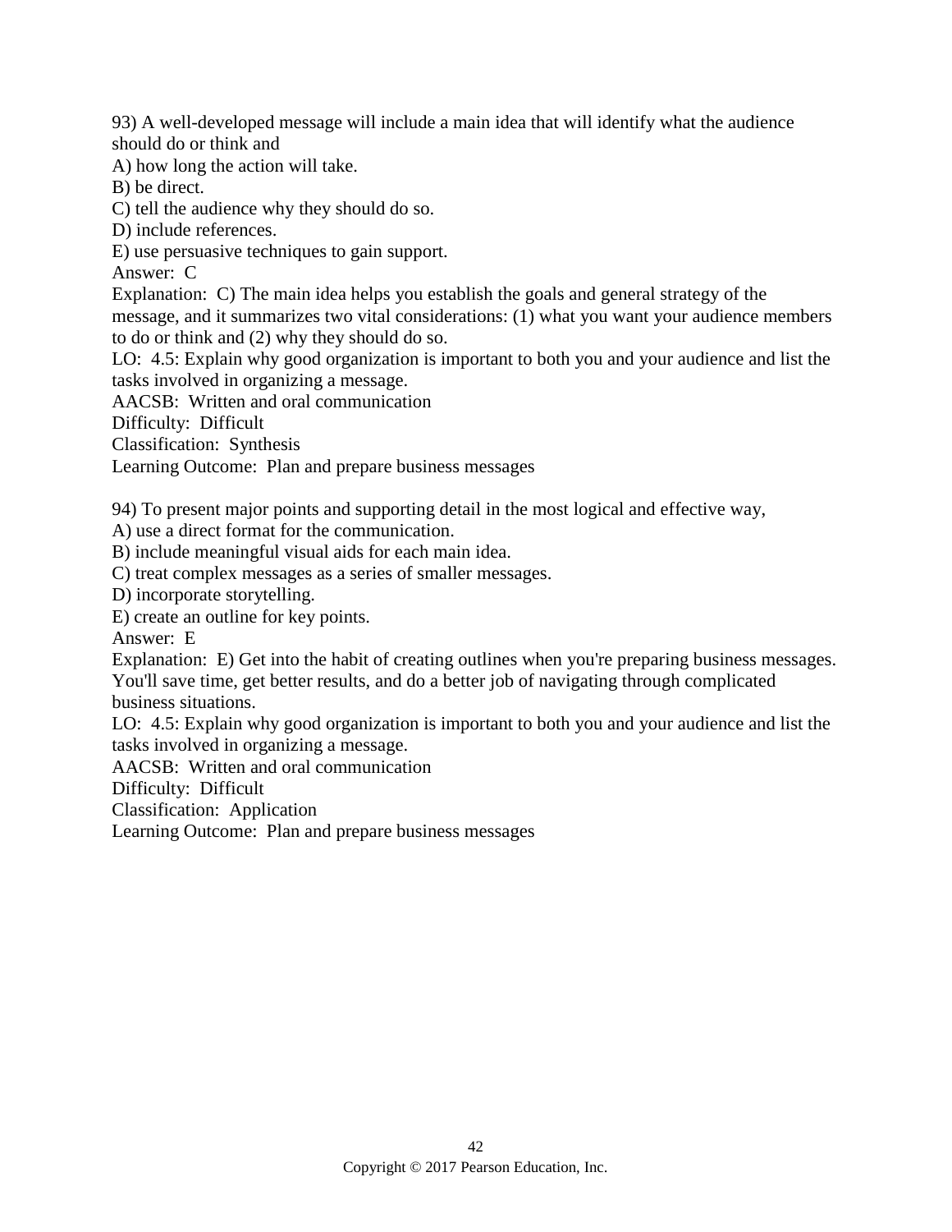93) A well-developed message will include a main idea that will identify what the audience should do or think and

A) how long the action will take.  
B) be direct.  
C) tell the audience why they should do so.  
D) include references.  
E) use persuasive techniques to gain support.  
Answer: C  
Explanation: C) The main idea helps you establish the goals and general strategy of the message, and it summarizes two vital considerations: (1) what you want your audience members to do or think and (2) why they should do so.  
LO: 4.5: Explain why good organization is important to both you and your audience and list the tasks involved in organizing a message.  
AACSB: Written and oral communication  
Difficulty: Difficult  
Classification: Synthesis  
Learning Outcome: Plan and prepare business messages

94) To present major points and supporting detail in the most logical and effective way,

A) use a direct format for the communication.  
B) include meaningful visual aids for each main idea.  
C) treat complex messages as a series of smaller messages.  
D) incorporate storytelling.  
E) create an outline for key points.  
Answer: E  
Explanation: E) Get into the habit of creating outlines when you're preparing business messages. You'll save time, get better results, and do a better job of navigating through complicated business situations.  
LO: 4.5: Explain why good organization is important to both you and your audience and list the tasks involved in organizing a message.  
AACSB: Written and oral communication  
Difficulty: Difficult  
Classification: Application  
Learning Outcome: Plan and prepare business messages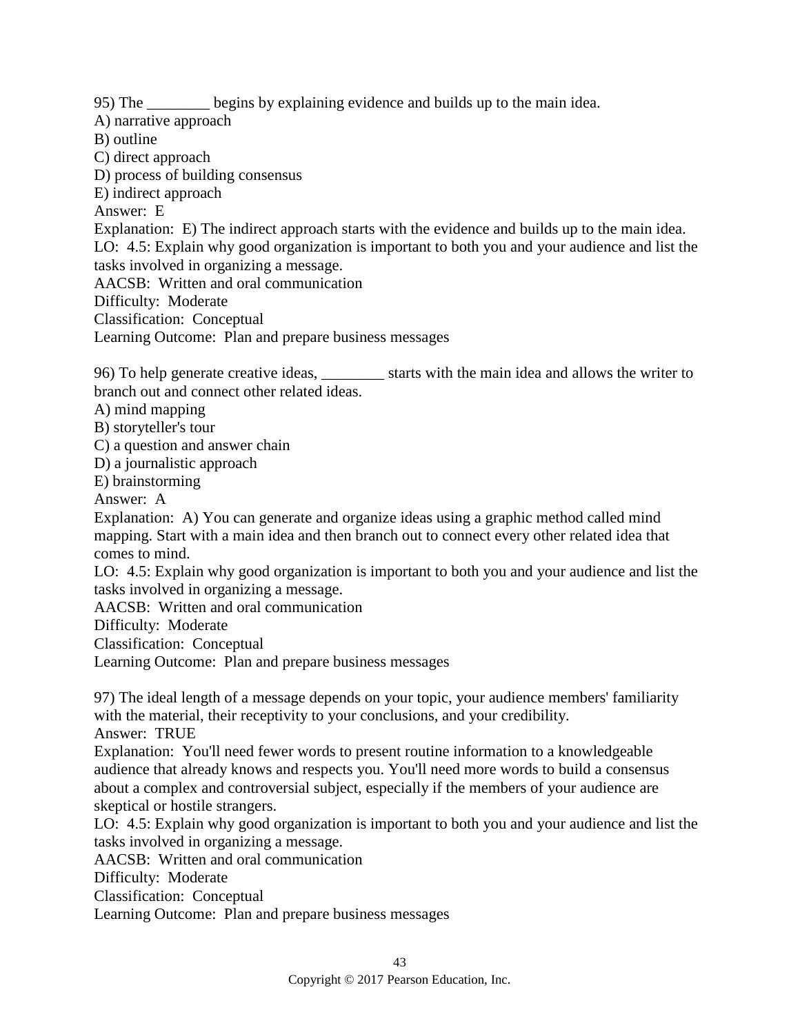95) The ________ begins by explaining evidence and builds up to the main idea.
A) narrative approach
B) outline
C) direct approach
D) process of building consensus
E) indirect approach
Answer: E
Explanation: E) The indirect approach starts with the evidence and builds up to the main idea.
LO: 4.5: Explain why good organization is important to both you and your audience and list the tasks involved in organizing a message.
AACSB: Written and oral communication
Difficulty: Moderate
Classification: Conceptual
Learning Outcome: Plan and prepare business messages

96) To help generate creative ideas, ________ starts with the main idea and allows the writer to branch out and connect other related ideas.
A) mind mapping
B) storyteller's tour
C) a question and answer chain
D) a journalistic approach
E) brainstorming
Answer: A
Explanation: A) You can generate and organize ideas using a graphic method called mind mapping. Start with a main idea and then branch out to connect every other related idea that comes to mind.
LO: 4.5: Explain why good organization is important to both you and your audience and list the tasks involved in organizing a message.
AACSB: Written and oral communication
Difficulty: Moderate
Classification: Conceptual
Learning Outcome: Plan and prepare business messages

97) The ideal length of a message depends on your topic, your audience members' familiarity with the material, their receptivity to your conclusions, and your credibility.
Answer: TRUE
Explanation: You'll need fewer words to present routine information to a knowledgeable audience that already knows and respects you. You'll need more words to build a consensus about a complex and controversial subject, especially if the members of your audience are skeptical or hostile strangers.
LO: 4.5: Explain why good organization is important to both you and your audience and list the tasks involved in organizing a message.
AACSB: Written and oral communication
Difficulty: Moderate
Classification: Conceptual
Learning Outcome: Plan and prepare business messages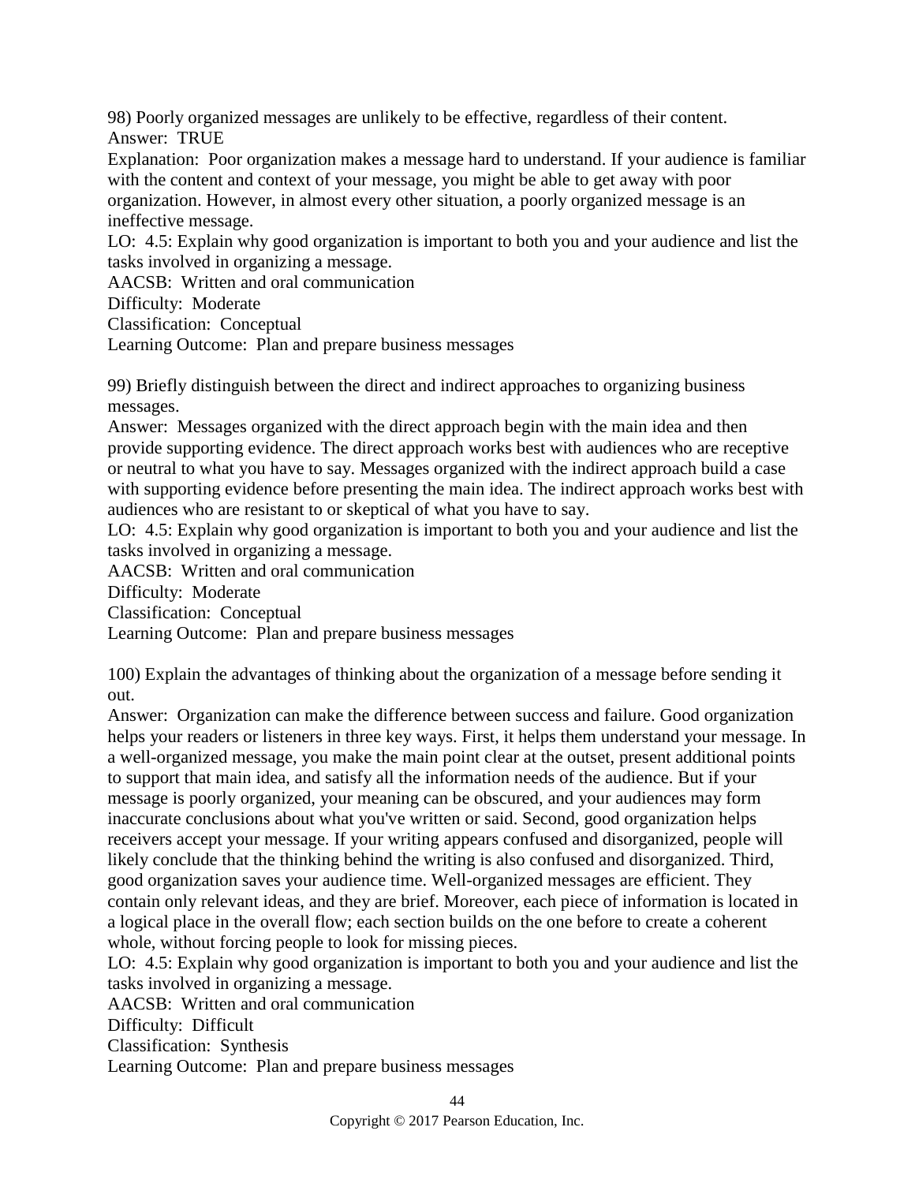98) Poorly organized messages are unlikely to be effective, regardless of their content.
Answer: TRUE
Explanation: Poor organization makes a message hard to understand. If your audience is familiar with the content and context of your message, you might be able to get away with poor organization. However, in almost every other situation, a poorly organized message is an ineffective message.
LO: 4.5: Explain why good organization is important to both you and your audience and list the tasks involved in organizing a message.
AACSB: Written and oral communication
Difficulty: Moderate
Classification: Conceptual
Learning Outcome: Plan and prepare business messages

99) Briefly distinguish between the direct and indirect approaches to organizing business messages.
Answer: Messages organized with the direct approach begin with the main idea and then provide supporting evidence. The direct approach works best with audiences who are receptive or neutral to what you have to say. Messages organized with the indirect approach build a case with supporting evidence before presenting the main idea. The indirect approach works best with audiences who are resistant to or skeptical of what you have to say.
LO: 4.5: Explain why good organization is important to both you and your audience and list the tasks involved in organizing a message.
AACSB: Written and oral communication
Difficulty: Moderate
Classification: Conceptual
Learning Outcome: Plan and prepare business messages

100) Explain the advantages of thinking about the organization of a message before sending it out.
Answer: Organization can make the difference between success and failure. Good organization helps your readers or listeners in three key ways. First, it helps them understand your message. In a well-organized message, you make the main point clear at the outset, present additional points to support that main idea, and satisfy all the information needs of the audience. But if your message is poorly organized, your meaning can be obscured, and your audiences may form inaccurate conclusions about what you've written or said. Second, good organization helps receivers accept your message. If your writing appears confused and disorganized, people will likely conclude that the thinking behind the writing is also confused and disorganized. Third, good organization saves your audience time. Well-organized messages are efficient. They contain only relevant ideas, and they are brief. Moreover, each piece of information is located in a logical place in the overall flow; each section builds on the one before to create a coherent whole, without forcing people to look for missing pieces.
LO: 4.5: Explain why good organization is important to both you and your audience and list the tasks involved in organizing a message.
AACSB: Written and oral communication
Difficulty: Difficult
Classification: Synthesis
Learning Outcome: Plan and prepare business messages

Copyright © 2017 Pearson Education, Inc.